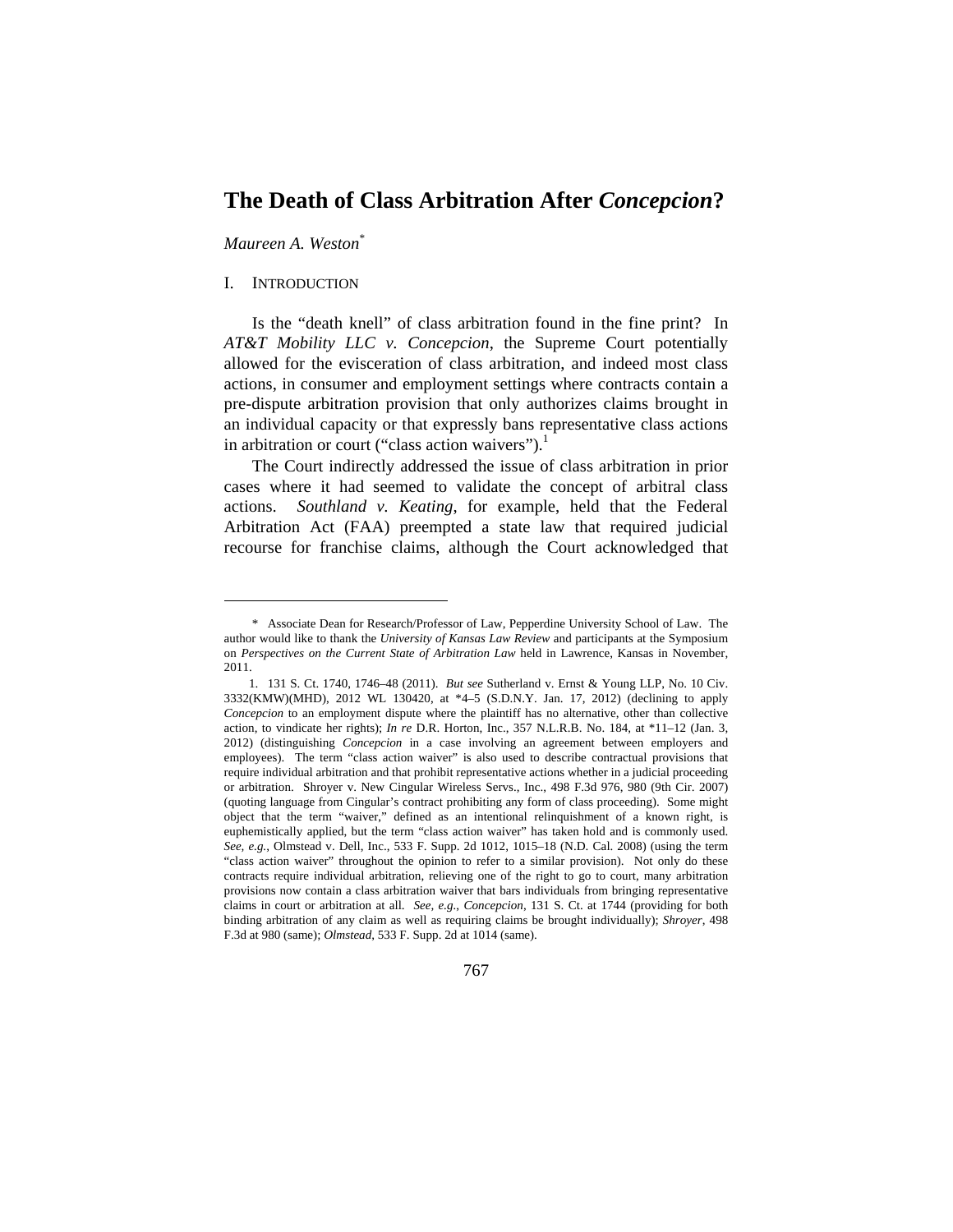# The Death of Class Arbitration After *Concepcion*?

*Maureen A. Weston*[*]

## I. INTRODUCTION

Is the "death knell" of class arbitration found in the fine print? In *AT&T Mobility LLC v. Concepcion*, the Supreme Court potentially allowed for the evisceration of class arbitration, and indeed most class actions, in consumer and employment settings where contracts contain a pre-dispute arbitration provision that only authorizes claims brought in an individual capacity or that expressly bans representative class actions in arbitration or court ("class action waivers").[1]

The Court indirectly addressed the issue of class arbitration in prior cases where it had seemed to validate the concept of arbitral class actions. *Southland v. Keating*, for example, held that the Federal Arbitration Act (FAA) preempted a state law that required judicial recourse for franchise claims, although the Court acknowledged that

---

\* Associate Dean for Research/Professor of Law, Pepperdine University School of Law. The author would like to thank the *University of Kansas Law Review* and participants at the Symposium on *Perspectives on the Current State of Arbitration Law* held in Lawrence, Kansas in November, 2011.

1. 131 S. Ct. 1740, 1746–48 (2011). *But see* Sutherland v. Ernst & Young LLP, No. 10 Civ. 3332(KMW)(MHD), 2012 WL 130420, at *4–5 (S.D.N.Y. Jan. 17, 2012) (declining to apply *Concepcion* to an employment dispute where the plaintiff has no alternative, other than collective action, to vindicate her rights); *In re* D.R. Horton, Inc., 357 N.L.R.B. No. 184, at *11–12 (Jan. 3, 2012) (distinguishing *Concepcion* in a case involving an agreement between employers and employees). The term "class action waiver" is also used to describe contractual provisions that require individual arbitration and that prohibit representative actions whether in a judicial proceeding or arbitration. Shroyer v. New Cingular Wireless Servs., Inc., 498 F.3d 976, 980 (9th Cir. 2007) (quoting language from Cingular's contract prohibiting any form of class proceeding). Some might object that the term "waiver," defined as an intentional relinquishment of a known right, is euphemistically applied, but the term "class action waiver" has taken hold and is commonly used. *See, e.g.*, Olmstead v. Dell, Inc., 533 F. Supp. 2d 1012, 1015–18 (N.D. Cal. 2008) (using the term "class action waiver" throughout the opinion to refer to a similar provision). Not only do these contracts require individual arbitration, relieving one of the right to go to court, many arbitration provisions now contain a class arbitration waiver that bars individuals from bringing representative claims in court or arbitration at all. *See, e.g.*, *Concepcion*, 131 S. Ct. at 1744 (providing for both binding arbitration of any claim as well as requiring claims be brought individually); *Shroyer*, 498 F.3d at 980 (same); *Olmstead*, 533 F. Supp. 2d at 1014 (same).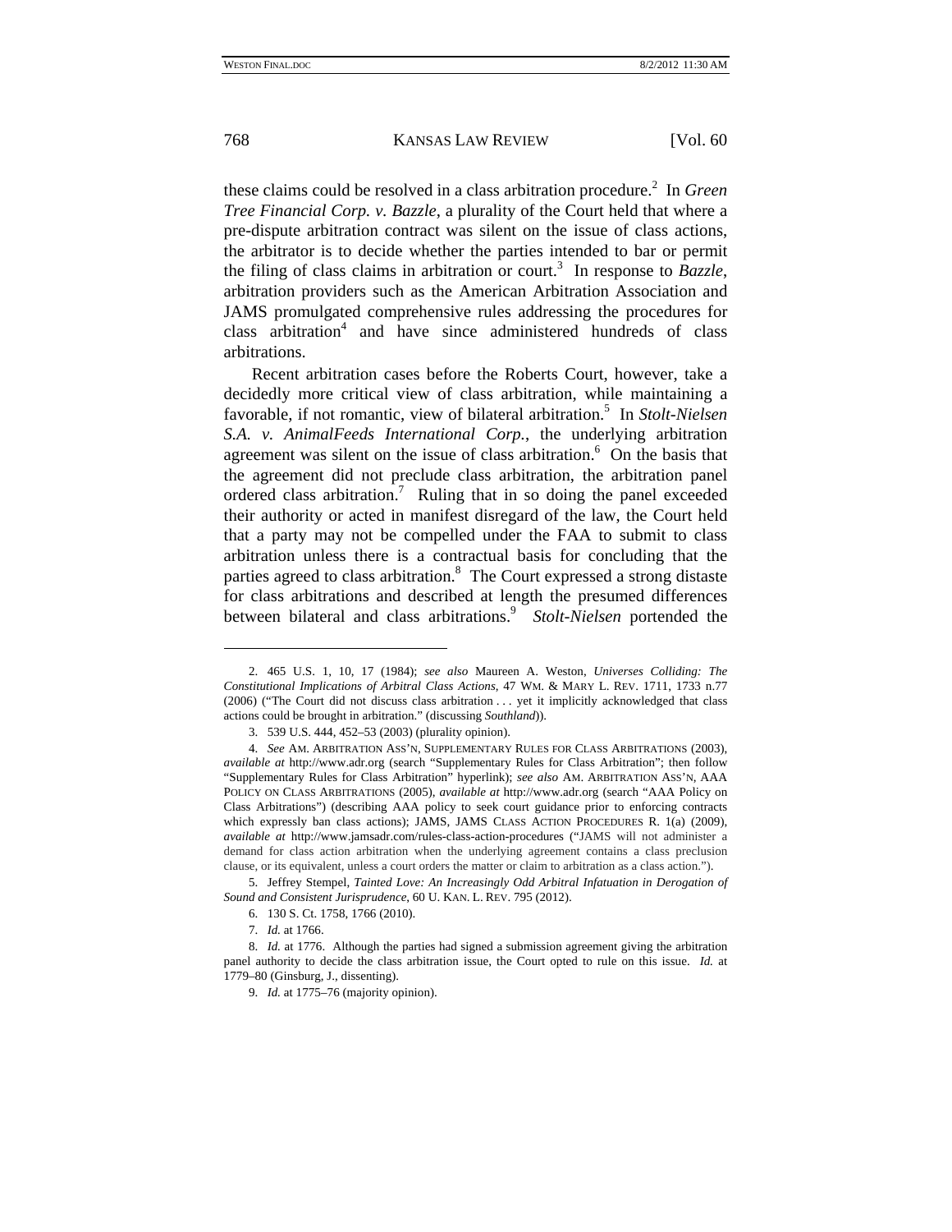these claims could be resolved in a class arbitration procedure.[2] In *Green Tree Financial Corp. v. Bazzle*, a plurality of the Court held that where a pre-dispute arbitration contract was silent on the issue of class actions, the arbitrator is to decide whether the parties intended to bar or permit the filing of class claims in arbitration or court.[3] In response to *Bazzle*, arbitration providers such as the American Arbitration Association and JAMS promulgated comprehensive rules addressing the procedures for class arbitration[4] and have since administered hundreds of class arbitrations.

Recent arbitration cases before the Roberts Court, however, take a decidedly more critical view of class arbitration, while maintaining a favorable, if not romantic, view of bilateral arbitration.[5] In *Stolt-Nielsen S.A. v. AnimalFeeds International Corp.*, the underlying arbitration agreement was silent on the issue of class arbitration.[6] On the basis that the agreement did not preclude class arbitration, the arbitration panel ordered class arbitration.[7] Ruling that in so doing the panel exceeded their authority or acted in manifest disregard of the law, the Court held that a party may not be compelled under the FAA to submit to class arbitration unless there is a contractual basis for concluding that the parties agreed to class arbitration.[8] The Court expressed a strong distaste for class arbitrations and described at length the presumed differences between bilateral and class arbitrations.[9] *Stolt-Nielsen* portended the

---

2. 465 U.S. 1, 10, 17 (1984); *see also* Maureen A. Weston, *Universes Colliding: The Constitutional Implications of Arbitral Class Actions*, 47 WM. & MARY L. REV. 1711, 1733 n.77 (2006) ("The Court did not discuss class arbitration . . . yet it implicitly acknowledged that class actions could be brought in arbitration." (discussing *Southland*)).

3. 539 U.S. 444, 452–53 (2003) (plurality opinion).

4. *See* AM. ARBITRATION ASS'N, SUPPLEMENTARY RULES FOR CLASS ARBITRATIONS (2003), *available at* http://www.adr.org (search "Supplementary Rules for Class Arbitration"; then follow "Supplementary Rules for Class Arbitration" hyperlink); *see also* AM. ARBITRATION ASS'N, AAA POLICY ON CLASS ARBITRATIONS (2005), *available at* http://www.adr.org (search "AAA Policy on Class Arbitrations") (describing AAA policy to seek court guidance prior to enforcing contracts which expressly ban class actions); JAMS, JAMS CLASS ACTION PROCEDURES R. 1(a) (2009), *available at* http://www.jamsadr.com/rules-class-action-procedures ("JAMS will not administer a demand for class action arbitration when the underlying agreement contains a class preclusion clause, or its equivalent, unless a court orders the matter or claim to arbitration as a class action.").

5. Jeffrey Stempel, *Tainted Love: An Increasingly Odd Arbitral Infatuation in Derogation of Sound and Consistent Jurisprudence*, 60 U. KAN. L. REV. 795 (2012).

6. 130 S. Ct. 1758, 1766 (2010).

7. *Id.* at 1766.

8. *Id.* at 1776. Although the parties had signed a submission agreement giving the arbitration panel authority to decide the class arbitration issue, the Court opted to rule on this issue. *Id.* at 1779–80 (Ginsburg, J., dissenting).

9. *Id.* at 1775–76 (majority opinion).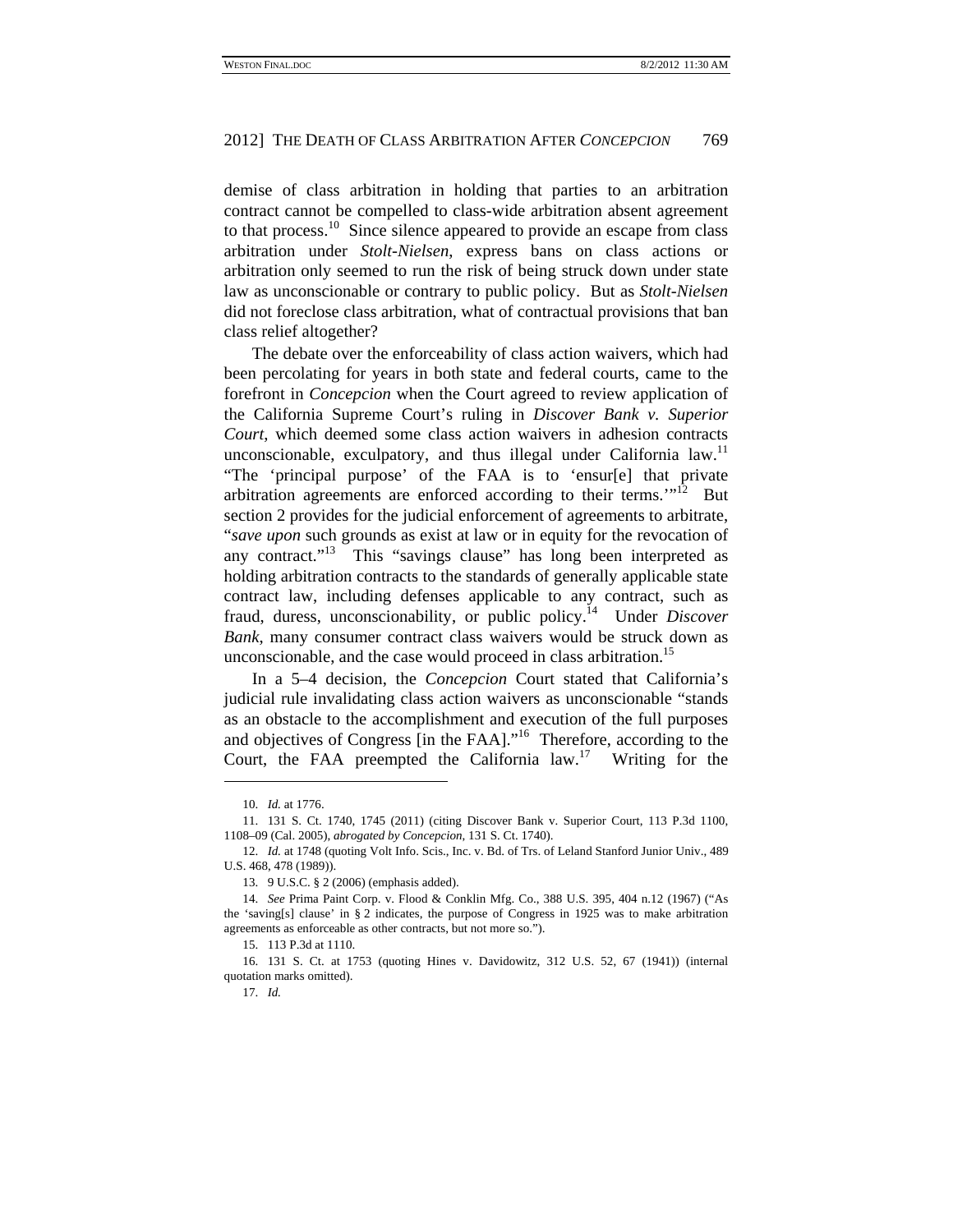demise of class arbitration in holding that parties to an arbitration contract cannot be compelled to class-wide arbitration absent agreement to that process.[10] Since silence appeared to provide an escape from class arbitration under *Stolt-Nielsen*, express bans on class actions or arbitration only seemed to run the risk of being struck down under state law as unconscionable or contrary to public policy. But as *Stolt-Nielsen* did not foreclose class arbitration, what of contractual provisions that ban class relief altogether?

The debate over the enforceability of class action waivers, which had been percolating for years in both state and federal courts, came to the forefront in *Concepcion* when the Court agreed to review application of the California Supreme Court's ruling in *Discover Bank v. Superior Court*, which deemed some class action waivers in adhesion contracts unconscionable, exculpatory, and thus illegal under California law.[11] "The 'principal purpose' of the FAA is to 'ensur[e] that private arbitration agreements are enforced according to their terms.'"[12] But section 2 provides for the judicial enforcement of agreements to arbitrate, "*save upon* such grounds as exist at law or in equity for the revocation of any contract."[13] This "savings clause" has long been interpreted as holding arbitration contracts to the standards of generally applicable state contract law, including defenses applicable to any contract, such as fraud, duress, unconscionability, or public policy.[14] Under *Discover Bank*, many consumer contract class waivers would be struck down as unconscionable, and the case would proceed in class arbitration.[15]

In a 5–4 decision, the *Concepcion* Court stated that California's judicial rule invalidating class action waivers as unconscionable "stands as an obstacle to the accomplishment and execution of the full purposes and objectives of Congress [in the FAA]."[16] Therefore, according to the Court, the FAA preempted the California law.[17] Writing for the

---

10. *Id.* at 1776.

11. 131 S. Ct. 1740, 1745 (2011) (citing Discover Bank v. Superior Court, 113 P.3d 1100, 1108–09 (Cal. 2005), *abrogated by Concepcion*, 131 S. Ct. 1740).

12. *Id.* at 1748 (quoting Volt Info. Scis., Inc. v. Bd. of Trs. of Leland Stanford Junior Univ., 489 U.S. 468, 478 (1989)).

13. 9 U.S.C. § 2 (2006) (emphasis added).

14. *See* Prima Paint Corp. v. Flood & Conklin Mfg. Co., 388 U.S. 395, 404 n.12 (1967) ("As the 'saving[s] clause' in § 2 indicates, the purpose of Congress in 1925 was to make arbitration agreements as enforceable as other contracts, but not more so.").

15. 113 P.3d at 1110.

16. 131 S. Ct. at 1753 (quoting Hines v. Davidowitz, 312 U.S. 52, 67 (1941)) (internal quotation marks omitted).

17. *Id.*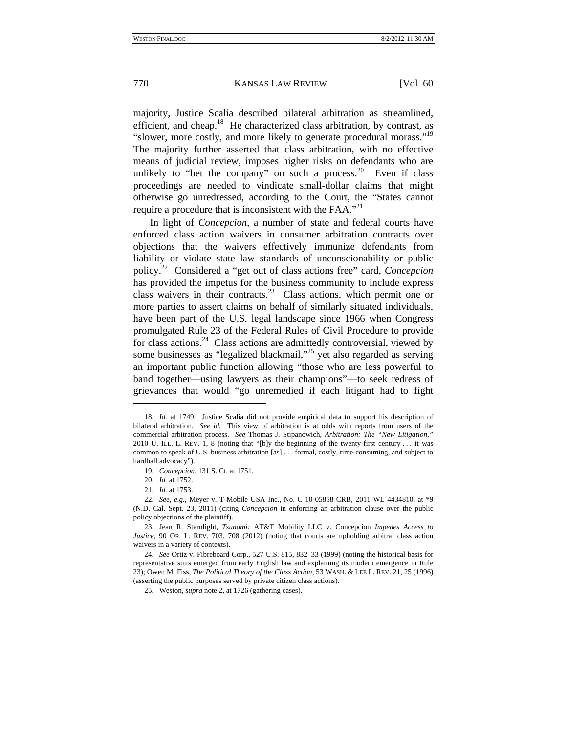majority, Justice Scalia described bilateral arbitration as streamlined, efficient, and cheap.[18] He characterized class arbitration, by contrast, as "slower, more costly, and more likely to generate procedural morass."[19] The majority further asserted that class arbitration, with no effective means of judicial review, imposes higher risks on defendants who are unlikely to "bet the company" on such a process.[20] Even if class proceedings are needed to vindicate small-dollar claims that might otherwise go unredressed, according to the Court, the "States cannot require a procedure that is inconsistent with the FAA."[21]

In light of *Concepcion*, a number of state and federal courts have enforced class action waivers in consumer arbitration contracts over objections that the waivers effectively immunize defendants from liability or violate state law standards of unconscionability or public policy.[22] Considered a "get out of class actions free" card, *Concepcion* has provided the impetus for the business community to include express class waivers in their contracts.[23] Class actions, which permit one or more parties to assert claims on behalf of similarly situated individuals, have been part of the U.S. legal landscape since 1966 when Congress promulgated Rule 23 of the Federal Rules of Civil Procedure to provide for class actions.[24] Class actions are admittedly controversial, viewed by some businesses as "legalized blackmail,"[25] yet also regarded as serving an important public function allowing "those who are less powerful to band together—using lawyers as their champions"—to seek redress of grievances that would "go unremedied if each litigant had to fight

---

18. *Id.* at 1749. Justice Scalia did not provide empirical data to support his description of bilateral arbitration. *See id.* This view of arbitration is at odds with reports from users of the commercial arbitration process. *See* Thomas J. Stipanowich, *Arbitration: The "New Litigation*,*"* 2010 U. ILL. L. REV. 1, 8 (noting that "[b]y the beginning of the twenty-first century . . . it was common to speak of U.S. business arbitration [as] . . . formal, costly, time-consuming, and subject to hardball advocacy").

19. *Concepcion*, 131 S. Ct. at 1751.

20. *Id.* at 1752.

21. *Id.* at 1753.

22. *See, e.g.*, Meyer v. T-Mobile USA Inc., No. C 10-05858 CRB, 2011 WL 4434810, at *9 (N.D. Cal. Sept. 23, 2011) (citing *Concepcion* in enforcing an arbitration clause over the public policy objections of the plaintiff).

23. Jean R. Sternlight, *Tsunami:* AT&T Mobility LLC v. Concepcion *Impedes Access to Justice*, 90 OR. L. REV. 703, 708 (2012) (noting that courts are upholding arbitral class action waivers in a variety of contexts).

24. *See* Ortiz v. Fibreboard Corp., 527 U.S. 815, 832–33 (1999) (noting the historical basis for representative suits emerged from early English law and explaining its modern emergence in Rule 23); Owen M. Fiss, *The Political Theory of the Class Action*, 53 WASH. & LEE L. REV. 21, 25 (1996) (asserting the public purposes served by private citizen class actions).

25. Weston, *supra* note 2, at 1726 (gathering cases).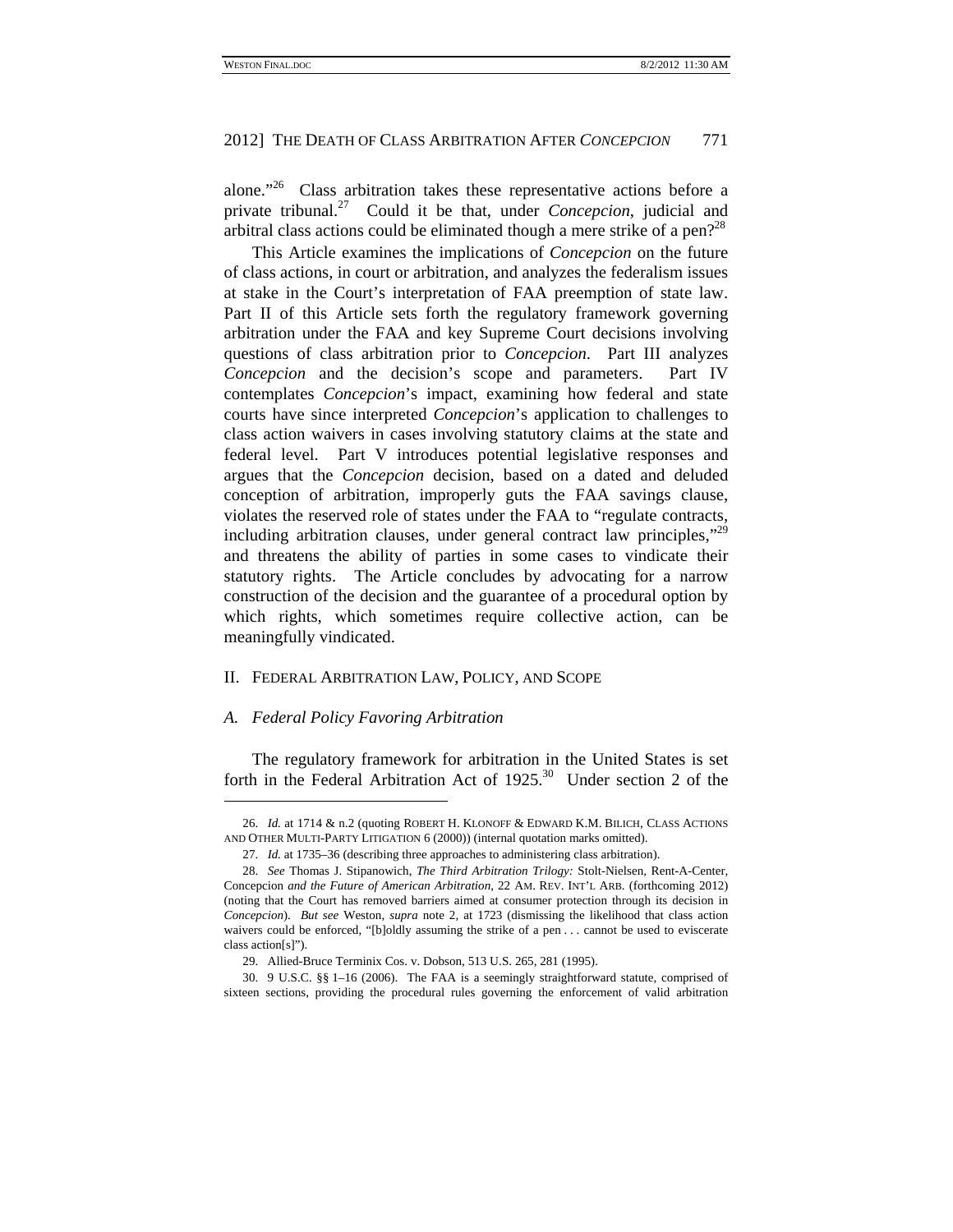alone."[26] Class arbitration takes these representative actions before a private tribunal.[27] Could it be that, under *Concepcion*, judicial and arbitral class actions could be eliminated though a mere strike of a pen?[28]

This Article examines the implications of *Concepcion* on the future of class actions, in court or arbitration, and analyzes the federalism issues at stake in the Court's interpretation of FAA preemption of state law. Part II of this Article sets forth the regulatory framework governing arbitration under the FAA and key Supreme Court decisions involving questions of class arbitration prior to *Concepcion*. Part III analyzes *Concepcion* and the decision's scope and parameters. Part IV contemplates *Concepcion*'s impact, examining how federal and state courts have since interpreted *Concepcion*'s application to challenges to class action waivers in cases involving statutory claims at the state and federal level. Part V introduces potential legislative responses and argues that the *Concepcion* decision, based on a dated and deluded conception of arbitration, improperly guts the FAA savings clause, violates the reserved role of states under the FAA to "regulate contracts, including arbitration clauses, under general contract law principles,"[29] and threatens the ability of parties in some cases to vindicate their statutory rights. The Article concludes by advocating for a narrow construction of the decision and the guarantee of a procedural option by which rights, which sometimes require collective action, can be meaningfully vindicated.

## II. Federal Arbitration Law, Policy, and Scope

### *A. Federal Policy Favoring Arbitration*

The regulatory framework for arbitration in the United States is set forth in the Federal Arbitration Act of 1925.[30] Under section 2 of the

---

26. *Id.* at 1714 & n.2 (quoting ROBERT H. KLONOFF & EDWARD K.M. BILICH, CLASS ACTIONS AND OTHER MULTI-PARTY LITIGATION 6 (2000)) (internal quotation marks omitted).

27. *Id.* at 1735–36 (describing three approaches to administering class arbitration).

28. *See* Thomas J. Stipanowich, *The Third Arbitration Trilogy:* Stolt-Nielsen, Rent-A-Center, Concepcion *and the Future of American Arbitration*, 22 AM. REV. INT'L ARB. (forthcoming 2012) (noting that the Court has removed barriers aimed at consumer protection through its decision in *Concepcion*). *But see* Weston, *supra* note 2, at 1723 (dismissing the likelihood that class action waivers could be enforced, "[b]oldly assuming the strike of a pen . . . cannot be used to eviscerate class action[s]").

29. Allied-Bruce Terminix Cos. v. Dobson, 513 U.S. 265, 281 (1995).

30. 9 U.S.C. §§ 1–16 (2006). The FAA is a seemingly straightforward statute, comprised of sixteen sections, providing the procedural rules governing the enforcement of valid arbitration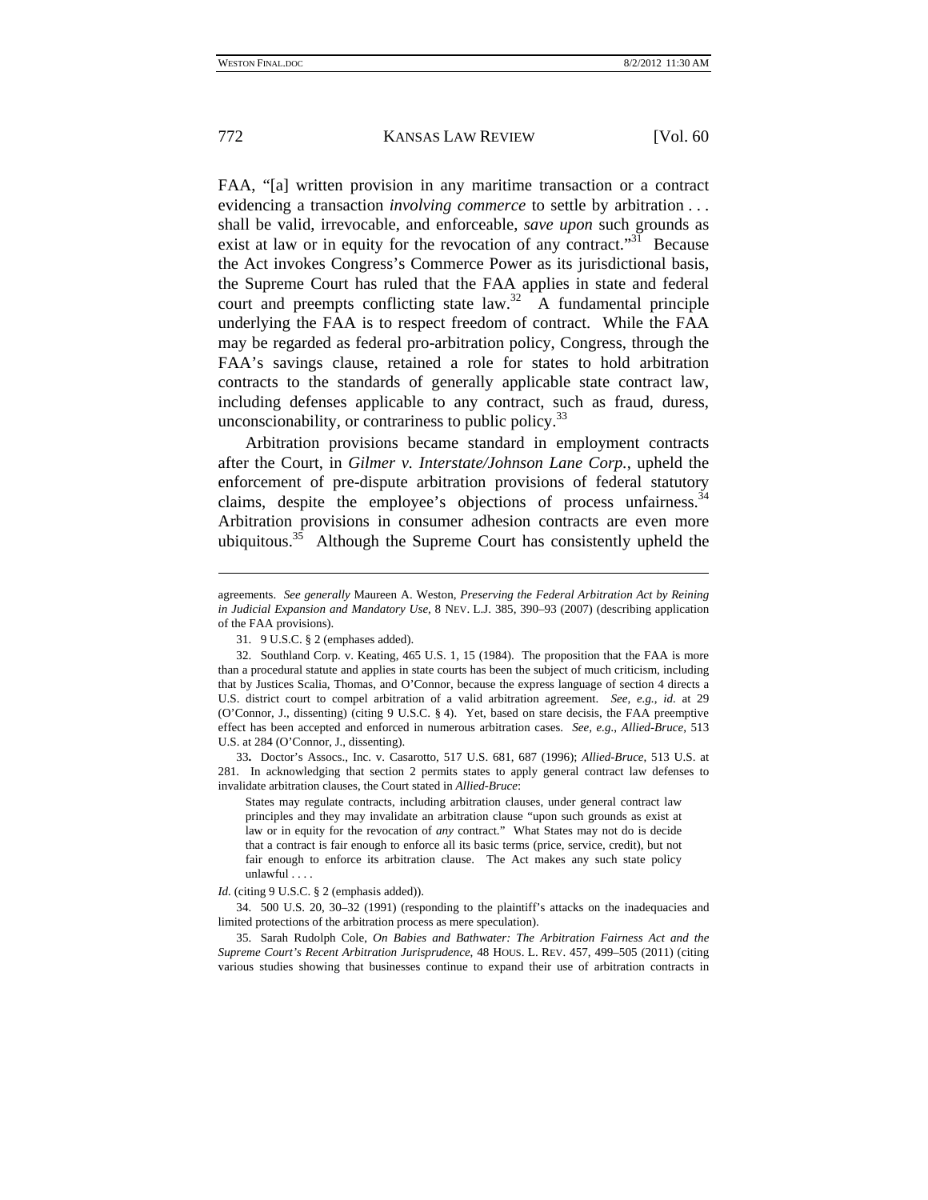FAA, "[a] written provision in any maritime transaction or a contract evidencing a transaction *involving commerce* to settle by arbitration . . . shall be valid, irrevocable, and enforceable, *save upon* such grounds as exist at law or in equity for the revocation of any contract."[31] Because the Act invokes Congress's Commerce Power as its jurisdictional basis, the Supreme Court has ruled that the FAA applies in state and federal court and preempts conflicting state law.[32] A fundamental principle underlying the FAA is to respect freedom of contract. While the FAA may be regarded as federal pro-arbitration policy, Congress, through the FAA's savings clause, retained a role for states to hold arbitration contracts to the standards of generally applicable state contract law, including defenses applicable to any contract, such as fraud, duress, unconscionability, or contrariness to public policy.[33]

Arbitration provisions became standard in employment contracts after the Court, in *Gilmer v. Interstate/Johnson Lane Corp.*, upheld the enforcement of pre-dispute arbitration provisions of federal statutory claims, despite the employee's objections of process unfairness.[34] Arbitration provisions in consumer adhesion contracts are even more ubiquitous.[35] Although the Supreme Court has consistently upheld the

---

agreements. *See generally* Maureen A. Weston, *Preserving the Federal Arbitration Act by Reining in Judicial Expansion and Mandatory Use*, 8 NEV. L.J. 385, 390–93 (2007) (describing application of the FAA provisions).

31. 9 U.S.C. § 2 (emphases added).

32. Southland Corp. v. Keating, 465 U.S. 1, 15 (1984). The proposition that the FAA is more than a procedural statute and applies in state courts has been the subject of much criticism, including that by Justices Scalia, Thomas, and O'Connor, because the express language of section 4 directs a U.S. district court to compel arbitration of a valid arbitration agreement. *See, e.g.*, *id.* at 29 (O'Connor, J., dissenting) (citing 9 U.S.C. § 4). Yet, based on stare decisis, the FAA preemptive effect has been accepted and enforced in numerous arbitration cases. *See, e.g.*, *Allied-Bruce*, 513 U.S. at 284 (O'Connor, J., dissenting).

33. Doctor's Assocs., Inc. v. Casarotto, 517 U.S. 681, 687 (1996); *Allied-Bruce*, 513 U.S. at 281. In acknowledging that section 2 permits states to apply general contract law defenses to invalidate arbitration clauses, the Court stated in *Allied-Bruce*:

> States may regulate contracts, including arbitration clauses, under general contract law principles and they may invalidate an arbitration clause "upon such grounds as exist at law or in equity for the revocation of *any* contract." What States may not do is decide that a contract is fair enough to enforce all its basic terms (price, service, credit), but not fair enough to enforce its arbitration clause. The Act makes any such state policy unlawful . . . .

*Id.* (citing 9 U.S.C. § 2 (emphasis added)).

34. 500 U.S. 20, 30–32 (1991) (responding to the plaintiff's attacks on the inadequacies and limited protections of the arbitration process as mere speculation).

35. Sarah Rudolph Cole, *On Babies and Bathwater: The Arbitration Fairness Act and the Supreme Court's Recent Arbitration Jurisprudence*, 48 HOUS. L. REV. 457, 499–505 (2011) (citing various studies showing that businesses continue to expand their use of arbitration contracts in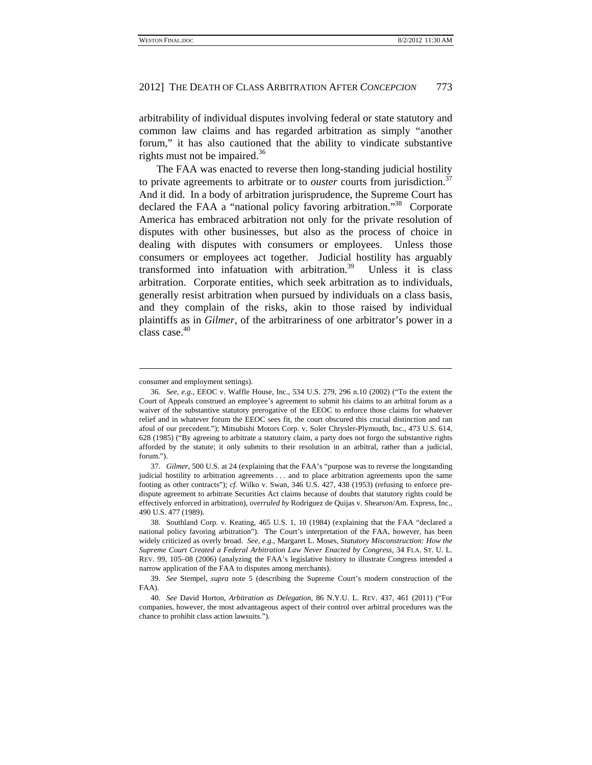arbitrability of individual disputes involving federal or state statutory and common law claims and has regarded arbitration as simply "another forum," it has also cautioned that the ability to vindicate substantive rights must not be impaired.[36]

The FAA was enacted to reverse then long-standing judicial hostility to private agreements to arbitrate or to *ouster* courts from jurisdiction.[37] And it did. In a body of arbitration jurisprudence, the Supreme Court has declared the FAA a "national policy favoring arbitration."[38] Corporate America has embraced arbitration not only for the private resolution of disputes with other businesses, but also as the process of choice in dealing with disputes with consumers or employees. Unless those consumers or employees act together. Judicial hostility has arguably transformed into infatuation with arbitration.[39] Unless it is class arbitration. Corporate entities, which seek arbitration as to individuals, generally resist arbitration when pursued by individuals on a class basis, and they complain of the risks, akin to those raised by individual plaintiffs as in *Gilmer*, of the arbitrariness of one arbitrator's power in a class case.[40]

---

consumer and employment settings).

36. *See, e.g.*, EEOC v. Waffle House, Inc., 534 U.S. 279, 296 n.10 (2002) ("To the extent the Court of Appeals construed an employee's agreement to submit his claims to an arbitral forum as a waiver of the substantive statutory prerogative of the EEOC to enforce those claims for whatever relief and in whatever forum the EEOC sees fit, the court obscured this crucial distinction and ran afoul of our precedent."); Mitsubishi Motors Corp. v. Soler Chrysler-Plymouth, Inc., 473 U.S. 614, 628 (1985) ("By agreeing to arbitrate a statutory claim, a party does not forgo the substantive rights afforded by the statute; it only submits to their resolution in an arbitral, rather than a judicial, forum.").

37. *Gilmer*, 500 U.S. at 24 (explaining that the FAA's "purpose was to reverse the longstanding judicial hostility to arbitration agreements . . . and to place arbitration agreements upon the same footing as other contracts"); *cf.* Wilko v. Swan, 346 U.S. 427, 438 (1953) (refusing to enforce pre-dispute agreement to arbitrate Securities Act claims because of doubts that statutory rights could be effectively enforced in arbitration), *overruled by* Rodriguez de Quijas v. Shearson/Am. Express, Inc., 490 U.S. 477 (1989).

38. Southland Corp. v. Keating, 465 U.S. 1, 10 (1984) (explaining that the FAA "declared a national policy favoring arbitration"). The Court's interpretation of the FAA, however, has been widely criticized as overly broad. *See, e.g.*, Margaret L. Moses, *Statutory Misconstruction: How the Supreme Court Created a Federal Arbitration Law Never Enacted by Congress*, 34 FLA. ST. U. L. REV. 99, 105–08 (2006) (analyzing the FAA's legislative history to illustrate Congress intended a narrow application of the FAA to disputes among merchants).

39. *See* Stempel, *supra* note 5 (describing the Supreme Court's modern construction of the FAA).

40. *See* David Horton, *Arbitration as Delegation*, 86 N.Y.U. L. REV. 437, 461 (2011) ("For companies, however, the most advantageous aspect of their control over arbitral procedures was the chance to prohibit class action lawsuits.").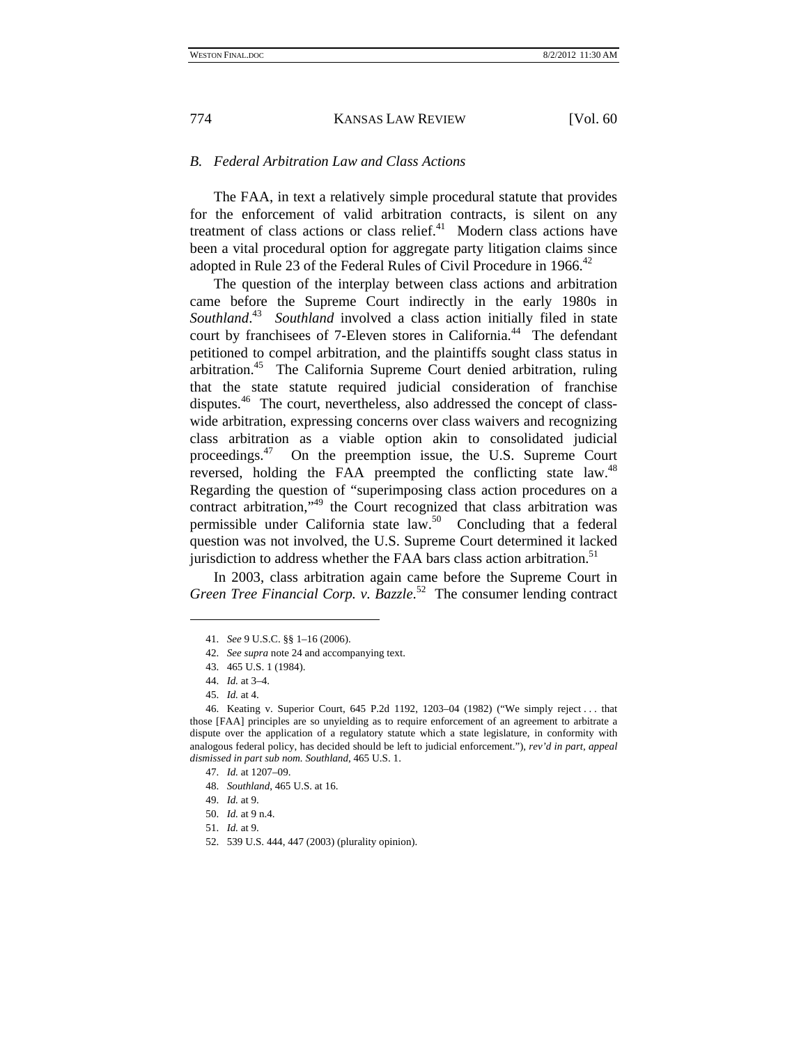## *B. Federal Arbitration Law and Class Actions*

The FAA, in text a relatively simple procedural statute that provides for the enforcement of valid arbitration contracts, is silent on any treatment of class actions or class relief.[41] Modern class actions have been a vital procedural option for aggregate party litigation claims since adopted in Rule 23 of the Federal Rules of Civil Procedure in 1966.[42]

The question of the interplay between class actions and arbitration came before the Supreme Court indirectly in the early 1980s in *Southland*.[43] *Southland* involved a class action initially filed in state court by franchisees of 7-Eleven stores in California.[44] The defendant petitioned to compel arbitration, and the plaintiffs sought class status in arbitration.[45] The California Supreme Court denied arbitration, ruling that the state statute required judicial consideration of franchise disputes.[46] The court, nevertheless, also addressed the concept of class-wide arbitration, expressing concerns over class waivers and recognizing class arbitration as a viable option akin to consolidated judicial proceedings.[47] On the preemption issue, the U.S. Supreme Court reversed, holding the FAA preempted the conflicting state law.[48] Regarding the question of "superimposing class action procedures on a contract arbitration,"[49] the Court recognized that class arbitration was permissible under California state law.[50] Concluding that a federal question was not involved, the U.S. Supreme Court determined it lacked jurisdiction to address whether the FAA bars class action arbitration.[51]

In 2003, class arbitration again came before the Supreme Court in *Green Tree Financial Corp. v. Bazzle*.[52] The consumer lending contract

---

41. *See* 9 U.S.C. §§ 1–16 (2006).

42. *See supra* note 24 and accompanying text.

43. 465 U.S. 1 (1984).

44. *Id.* at 3–4.

45. *Id.* at 4.

46. Keating v. Superior Court, 645 P.2d 1192, 1203–04 (1982) ("We simply reject . . . that those [FAA] principles are so unyielding as to require enforcement of an agreement to arbitrate a dispute over the application of a regulatory statute which a state legislature, in conformity with analogous federal policy, has decided should be left to judicial enforcement."), *rev'd in part, appeal dismissed in part sub nom. Southland*, 465 U.S. 1.

47. *Id.* at 1207–09.

48. *Southland*, 465 U.S. at 16.

49. *Id.* at 9.

50. *Id.* at 9 n.4.

51. *Id.* at 9.

52. 539 U.S. 444, 447 (2003) (plurality opinion).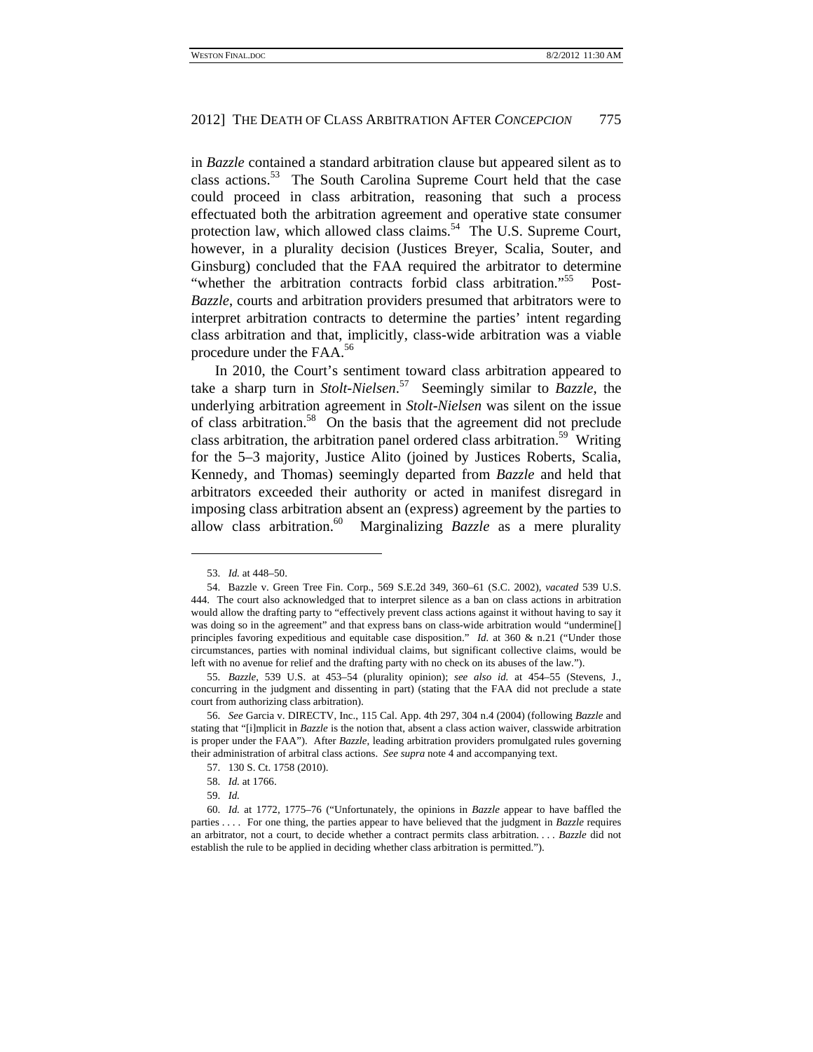in *Bazzle* contained a standard arbitration clause but appeared silent as to class actions.[53] The South Carolina Supreme Court held that the case could proceed in class arbitration, reasoning that such a process effectuated both the arbitration agreement and operative state consumer protection law, which allowed class claims.[54] The U.S. Supreme Court, however, in a plurality decision (Justices Breyer, Scalia, Souter, and Ginsburg) concluded that the FAA required the arbitrator to determine "whether the arbitration contracts forbid class arbitration."[55] Post-*Bazzle*, courts and arbitration providers presumed that arbitrators were to interpret arbitration contracts to determine the parties' intent regarding class arbitration and that, implicitly, class-wide arbitration was a viable procedure under the FAA.[56]

In 2010, the Court's sentiment toward class arbitration appeared to take a sharp turn in *Stolt-Nielsen*.[57] Seemingly similar to *Bazzle*, the underlying arbitration agreement in *Stolt-Nielsen* was silent on the issue of class arbitration.[58] On the basis that the agreement did not preclude class arbitration, the arbitration panel ordered class arbitration.[59] Writing for the 5–3 majority, Justice Alito (joined by Justices Roberts, Scalia, Kennedy, and Thomas) seemingly departed from *Bazzle* and held that arbitrators exceeded their authority or acted in manifest disregard in imposing class arbitration absent an (express) agreement by the parties to allow class arbitration.[60] Marginalizing *Bazzle* as a mere plurality

---

53. *Id.* at 448–50.

54. Bazzle v. Green Tree Fin. Corp., 569 S.E.2d 349, 360–61 (S.C. 2002), *vacated* 539 U.S. 444. The court also acknowledged that to interpret silence as a ban on class actions in arbitration would allow the drafting party to "effectively prevent class actions against it without having to say it was doing so in the agreement" and that express bans on class-wide arbitration would "undermine[] principles favoring expeditious and equitable case disposition." *Id.* at 360 & n.21 ("Under those circumstances, parties with nominal individual claims, but significant collective claims, would be left with no avenue for relief and the drafting party with no check on its abuses of the law.").

55. *Bazzle*, 539 U.S. at 453–54 (plurality opinion); *see also id.* at 454–55 (Stevens, J., concurring in the judgment and dissenting in part) (stating that the FAA did not preclude a state court from authorizing class arbitration).

56. *See* Garcia v. DIRECTV, Inc., 115 Cal. App. 4th 297, 304 n.4 (2004) (following *Bazzle* and stating that "[i]mplicit in *Bazzle* is the notion that, absent a class action waiver, classwide arbitration is proper under the FAA"). After *Bazzle*, leading arbitration providers promulgated rules governing their administration of arbitral class actions. *See supra* note 4 and accompanying text.

57. 130 S. Ct. 1758 (2010).

58. *Id.* at 1766.

59. *Id.*

60. *Id.* at 1772, 1775–76 ("Unfortunately, the opinions in *Bazzle* appear to have baffled the parties . . . . For one thing, the parties appear to have believed that the judgment in *Bazzle* requires an arbitrator, not a court, to decide whether a contract permits class arbitration. . . . *Bazzle* did not establish the rule to be applied in deciding whether class arbitration is permitted.").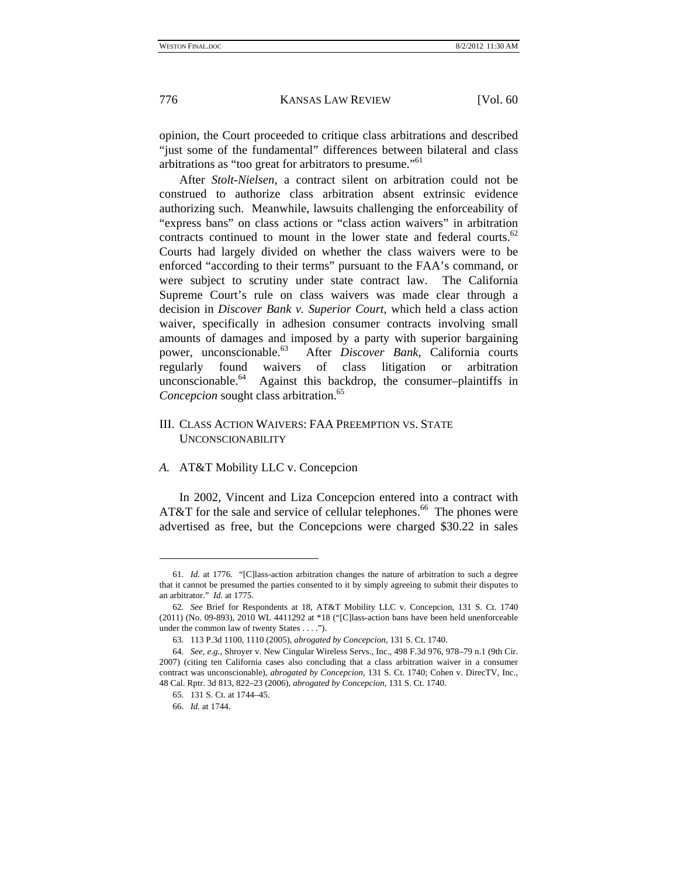opinion, the Court proceeded to critique class arbitrations and described "just some of the fundamental" differences between bilateral and class arbitrations as "too great for arbitrators to presume."[61]

After *Stolt-Nielsen*, a contract silent on arbitration could not be construed to authorize class arbitration absent extrinsic evidence authorizing such. Meanwhile, lawsuits challenging the enforceability of "express bans" on class actions or "class action waivers" in arbitration contracts continued to mount in the lower state and federal courts.[62] Courts had largely divided on whether the class waivers were to be enforced "according to their terms" pursuant to the FAA's command, or were subject to scrutiny under state contract law. The California Supreme Court's rule on class waivers was made clear through a decision in *Discover Bank v. Superior Court*, which held a class action waiver, specifically in adhesion consumer contracts involving small amounts of damages and imposed by a party with superior bargaining power, unconscionable.[63] After *Discover Bank*, California courts regularly found waivers of class litigation or arbitration unconscionable.[64] Against this backdrop, the consumer–plaintiffs in *Concepcion* sought class arbitration.[65]

## III. CLASS ACTION WAIVERS: FAA PREEMPTION VS. STATE UNCONSCIONABILITY

### *A.* AT&T Mobility LLC v. Concepcion

In 2002, Vincent and Liza Concepcion entered into a contract with AT&T for the sale and service of cellular telephones.[66] The phones were advertised as free, but the Concepcions were charged $30.22 in sales

---

61. *Id.* at 1776. "[C]lass-action arbitration changes the nature of arbitration to such a degree that it cannot be presumed the parties consented to it by simply agreeing to submit their disputes to an arbitrator." *Id.* at 1775.

62. *See* Brief for Respondents at 18, AT&T Mobility LLC v. Concepcion, 131 S. Ct. 1740 (2011) (No. 09-893), 2010 WL 4411292 at *18 ("[C]lass-action bans have been held unenforceable under the common law of twenty States . . . .").

63. 113 P.3d 1100, 1110 (2005), *abrogated by Concepcion*, 131 S. Ct. 1740.

64. *See, e.g.*, Shroyer v. New Cingular Wireless Servs., Inc., 498 F.3d 976, 978–79 n.1 (9th Cir. 2007) (citing ten California cases also concluding that a class arbitration waiver in a consumer contract was unconscionable), *abrogated by Concepcion*, 131 S. Ct. 1740; Cohen v. DirecTV, Inc., 48 Cal. Rptr. 3d 813, 822–23 (2006), *abrogated by Concepcion*, 131 S. Ct. 1740.

65. 131 S. Ct. at 1744–45.

66. *Id.* at 1744.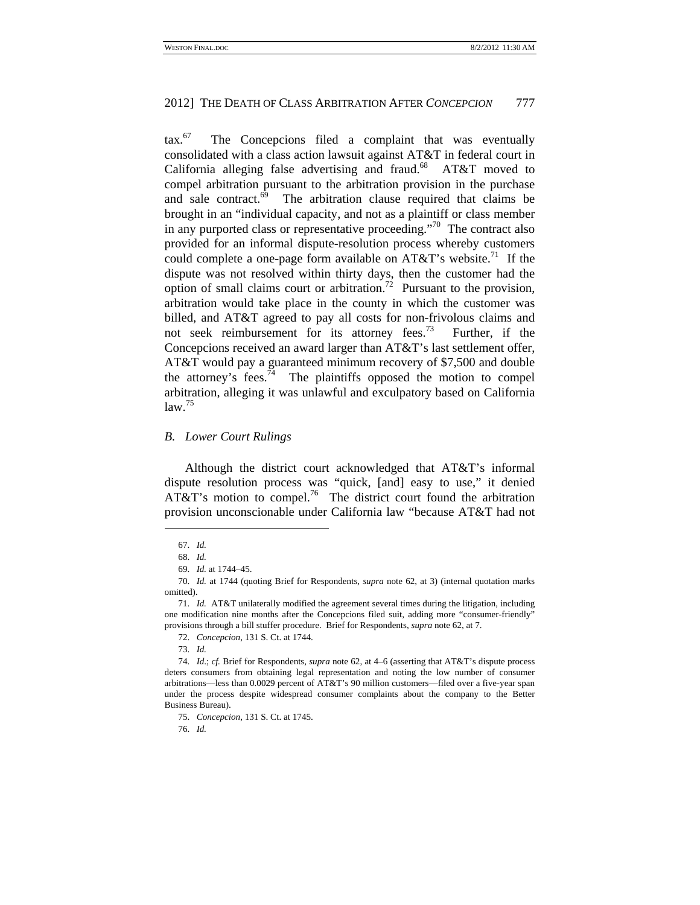tax.[67] The Concepcions filed a complaint that was eventually consolidated with a class action lawsuit against AT&T in federal court in California alleging false advertising and fraud.[68] AT&T moved to compel arbitration pursuant to the arbitration provision in the purchase and sale contract.[69] The arbitration clause required that claims be brought in an "individual capacity, and not as a plaintiff or class member in any purported class or representative proceeding."[70] The contract also provided for an informal dispute-resolution process whereby customers could complete a one-page form available on AT&T's website.[71] If the dispute was not resolved within thirty days, then the customer had the option of small claims court or arbitration.[72] Pursuant to the provision, arbitration would take place in the county in which the customer was billed, and AT&T agreed to pay all costs for non-frivolous claims and not seek reimbursement for its attorney fees.[73] Further, if the Concepcions received an award larger than AT&T's last settlement offer, AT&T would pay a guaranteed minimum recovery of $7,500 and double the attorney's fees.[74] The plaintiffs opposed the motion to compel arbitration, alleging it was unlawful and exculpatory based on California law.[75]

### *B. Lower Court Rulings*

Although the district court acknowledged that AT&T's informal dispute resolution process was "quick, [and] easy to use," it denied AT&T's motion to compel.[76] The district court found the arbitration provision unconscionable under California law "because AT&T had not

---

67. *Id.*

68. *Id.*

69. *Id.* at 1744–45.

70. *Id.* at 1744 (quoting Brief for Respondents, *supra* note 62, at 3) (internal quotation marks omitted).

71. *Id.* AT&T unilaterally modified the agreement several times during the litigation, including one modification nine months after the Concepcions filed suit, adding more "consumer-friendly" provisions through a bill stuffer procedure. Brief for Respondents, *supra* note 62, at 7.

72. *Concepcion*, 131 S. Ct. at 1744.

73. *Id.*

74. *Id.*; *cf.* Brief for Respondents, *supra* note 62, at 4–6 (asserting that AT&T's dispute process deters consumers from obtaining legal representation and noting the low number of consumer arbitrations—less than 0.0029 percent of AT&T's 90 million customers—filed over a five-year span under the process despite widespread consumer complaints about the company to the Better Business Bureau).

75. *Concepcion*, 131 S. Ct. at 1745.

76. *Id.*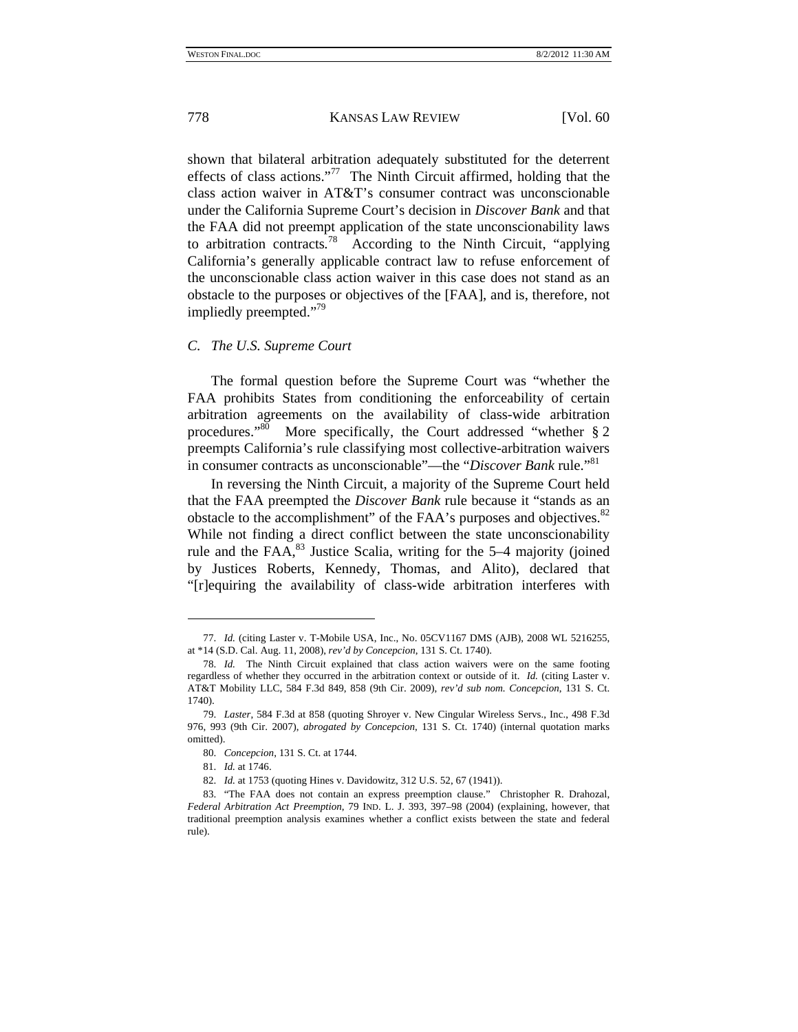shown that bilateral arbitration adequately substituted for the deterrent effects of class actions."[77] The Ninth Circuit affirmed, holding that the class action waiver in AT&T's consumer contract was unconscionable under the California Supreme Court's decision in *Discover Bank* and that the FAA did not preempt application of the state unconscionability laws to arbitration contracts.[78] According to the Ninth Circuit, "applying California's generally applicable contract law to refuse enforcement of the unconscionable class action waiver in this case does not stand as an obstacle to the purposes or objectives of the [FAA], and is, therefore, not impliedly preempted."[79]

### *C. The U.S. Supreme Court*

The formal question before the Supreme Court was "whether the FAA prohibits States from conditioning the enforceability of certain arbitration agreements on the availability of class-wide arbitration procedures."[80] More specifically, the Court addressed "whether § 2 preempts California's rule classifying most collective-arbitration waivers in consumer contracts as unconscionable"—the "*Discover Bank* rule."[81]

In reversing the Ninth Circuit, a majority of the Supreme Court held that the FAA preempted the *Discover Bank* rule because it "stands as an obstacle to the accomplishment" of the FAA's purposes and objectives.[82] While not finding a direct conflict between the state unconscionability rule and the FAA,[83] Justice Scalia, writing for the 5–4 majority (joined by Justices Roberts, Kennedy, Thomas, and Alito), declared that "[r]equiring the availability of class-wide arbitration interferes with

---

77. *Id.* (citing Laster v. T-Mobile USA, Inc., No. 05CV1167 DMS (AJB), 2008 WL 5216255, at *14 (S.D. Cal. Aug. 11, 2008), *rev'd by Concepcion*, 131 S. Ct. 1740).

78. *Id.* The Ninth Circuit explained that class action waivers were on the same footing regardless of whether they occurred in the arbitration context or outside of it. *Id.* (citing Laster v. AT&T Mobility LLC, 584 F.3d 849, 858 (9th Cir. 2009), *rev'd sub nom. Concepcion*, 131 S. Ct. 1740).

79. *Laster*, 584 F.3d at 858 (quoting Shroyer v. New Cingular Wireless Servs., Inc., 498 F.3d 976, 993 (9th Cir. 2007), *abrogated by Concepcion*, 131 S. Ct. 1740) (internal quotation marks omitted).

80. *Concepcion*, 131 S. Ct. at 1744.

81. *Id.* at 1746.

82. *Id.* at 1753 (quoting Hines v. Davidowitz, 312 U.S. 52, 67 (1941)).

83. "The FAA does not contain an express preemption clause." Christopher R. Drahozal, *Federal Arbitration Act Preemption*, 79 IND. L. J. 393, 397–98 (2004) (explaining, however, that traditional preemption analysis examines whether a conflict exists between the state and federal rule).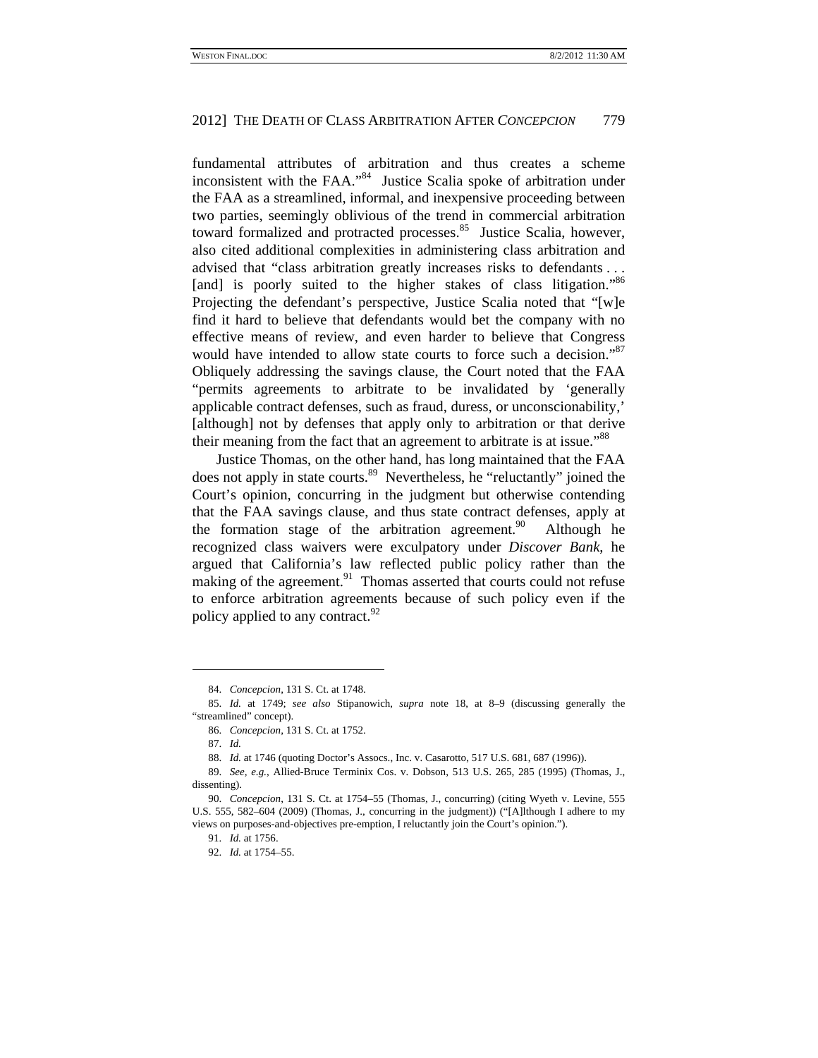fundamental attributes of arbitration and thus creates a scheme inconsistent with the FAA."[84] Justice Scalia spoke of arbitration under the FAA as a streamlined, informal, and inexpensive proceeding between two parties, seemingly oblivious of the trend in commercial arbitration toward formalized and protracted processes.[85] Justice Scalia, however, also cited additional complexities in administering class arbitration and advised that "class arbitration greatly increases risks to defendants . . . [and] is poorly suited to the higher stakes of class litigation."[86] Projecting the defendant's perspective, Justice Scalia noted that "[w]e find it hard to believe that defendants would bet the company with no effective means of review, and even harder to believe that Congress would have intended to allow state courts to force such a decision."[87] Obliquely addressing the savings clause, the Court noted that the FAA "permits agreements to arbitrate to be invalidated by 'generally applicable contract defenses, such as fraud, duress, or unconscionability,' [although] not by defenses that apply only to arbitration or that derive their meaning from the fact that an agreement to arbitrate is at issue."[88]

Justice Thomas, on the other hand, has long maintained that the FAA does not apply in state courts.[89] Nevertheless, he "reluctantly" joined the Court's opinion, concurring in the judgment but otherwise contending that the FAA savings clause, and thus state contract defenses, apply at the formation stage of the arbitration agreement.[90] Although he recognized class waivers were exculpatory under *Discover Bank*, he argued that California's law reflected public policy rather than the making of the agreement.[91] Thomas asserted that courts could not refuse to enforce arbitration agreements because of such policy even if the policy applied to any contract.[92]

---

84. *Concepcion*, 131 S. Ct. at 1748.

85. *Id.* at 1749; *see also* Stipanowich, *supra* note 18, at 8–9 (discussing generally the "streamlined" concept).

86. *Concepcion*, 131 S. Ct. at 1752.

87. *Id.*

88. *Id.* at 1746 (quoting Doctor's Assocs., Inc. v. Casarotto, 517 U.S. 681, 687 (1996)).

89. *See, e.g.*, Allied-Bruce Terminix Cos. v. Dobson, 513 U.S. 265, 285 (1995) (Thomas, J., dissenting).

90. *Concepcion*, 131 S. Ct. at 1754–55 (Thomas, J., concurring) (citing Wyeth v. Levine, 555 U.S. 555, 582–604 (2009) (Thomas, J., concurring in the judgment)) ("[A]lthough I adhere to my views on purposes-and-objectives pre-emption, I reluctantly join the Court's opinion.").

91. *Id.* at 1756.

92. *Id.* at 1754–55.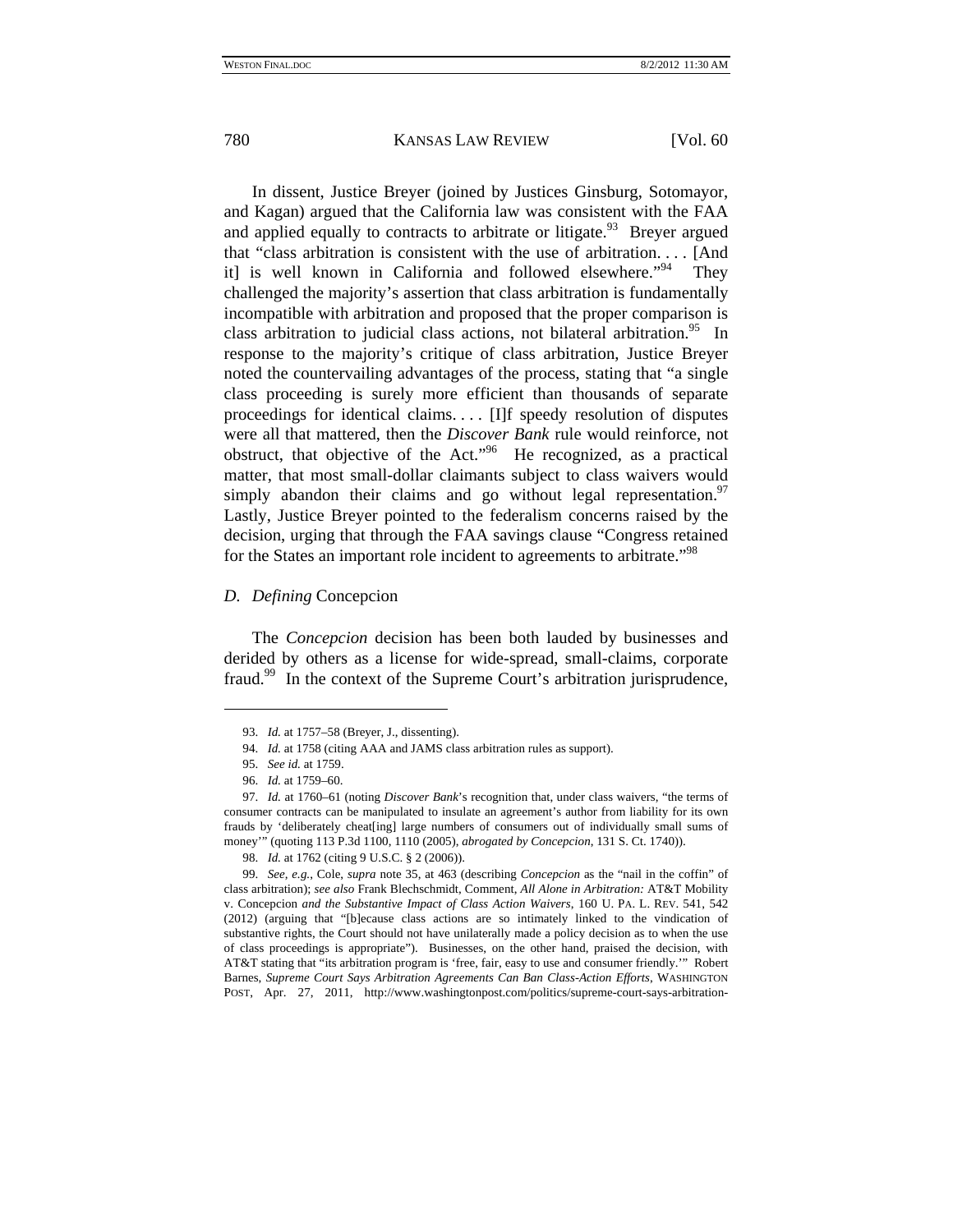In dissent, Justice Breyer (joined by Justices Ginsburg, Sotomayor, and Kagan) argued that the California law was consistent with the FAA and applied equally to contracts to arbitrate or litigate.[93] Breyer argued that "class arbitration is consistent with the use of arbitration. . . . [And it] is well known in California and followed elsewhere."[94] They challenged the majority's assertion that class arbitration is fundamentally incompatible with arbitration and proposed that the proper comparison is class arbitration to judicial class actions, not bilateral arbitration.[95] In response to the majority's critique of class arbitration, Justice Breyer noted the countervailing advantages of the process, stating that "a single class proceeding is surely more efficient than thousands of separate proceedings for identical claims. . . . [I]f speedy resolution of disputes were all that mattered, then the *Discover Bank* rule would reinforce, not obstruct, that objective of the Act."[96] He recognized, as a practical matter, that most small-dollar claimants subject to class waivers would simply abandon their claims and go without legal representation.[97] Lastly, Justice Breyer pointed to the federalism concerns raised by the decision, urging that through the FAA savings clause "Congress retained for the States an important role incident to agreements to arbitrate."[98]

### *D. Defining* Concepcion

The *Concepcion* decision has been both lauded by businesses and derided by others as a license for wide-spread, small-claims, corporate fraud.[99] In the context of the Supreme Court's arbitration jurisprudence,

---

93. *Id.* at 1757–58 (Breyer, J., dissenting).

94. *Id.* at 1758 (citing AAA and JAMS class arbitration rules as support).

95. *See id.* at 1759.

96. *Id.* at 1759–60.

97. *Id.* at 1760–61 (noting *Discover Bank*'s recognition that, under class waivers, "the terms of consumer contracts can be manipulated to insulate an agreement's author from liability for its own frauds by 'deliberately cheat[ing] large numbers of consumers out of individually small sums of money'" (quoting 113 P.3d 1100, 1110 (2005), *abrogated by Concepcion*, 131 S. Ct. 1740)).

98. *Id.* at 1762 (citing 9 U.S.C. § 2 (2006)).

99. *See, e.g.*, Cole, *supra* note 35, at 463 (describing *Concepcion* as the "nail in the coffin" of class arbitration); *see also* Frank Blechschmidt, Comment, *All Alone in Arbitration:* AT&T Mobility v. Concepcion *and the Substantive Impact of Class Action Waivers*, 160 U. PA. L. REV. 541, 542 (2012) (arguing that "[b]ecause class actions are so intimately linked to the vindication of substantive rights, the Court should not have unilaterally made a policy decision as to when the use of class proceedings is appropriate"). Businesses, on the other hand, praised the decision, with AT&T stating that "its arbitration program is 'free, fair, easy to use and consumer friendly.'" Robert Barnes, *Supreme Court Says Arbitration Agreements Can Ban Class-Action Efforts*, WASHINGTON POST, Apr. 27, 2011, http://www.washingtonpost.com/politics/supreme-court-says-arbitration-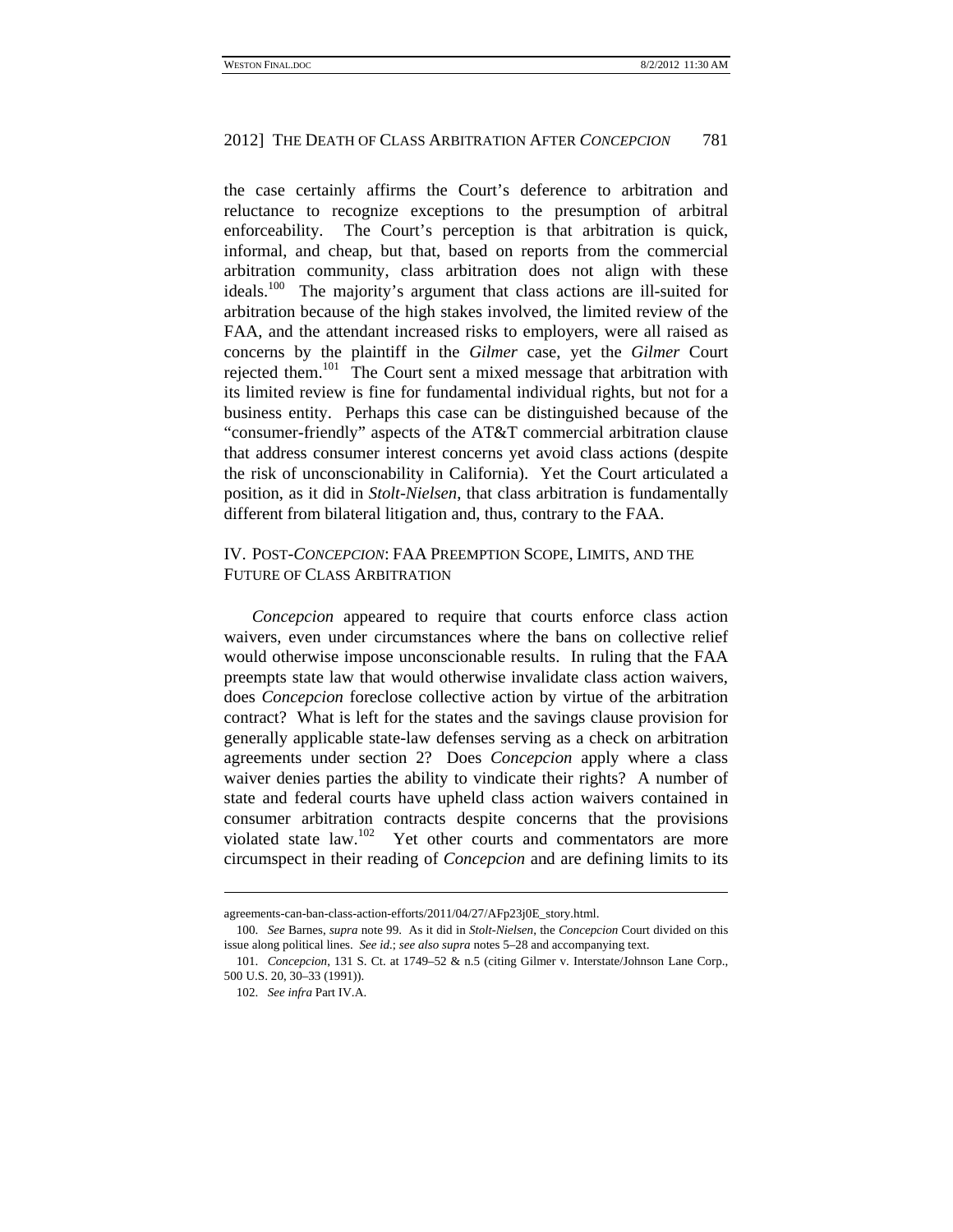the case certainly affirms the Court's deference to arbitration and reluctance to recognize exceptions to the presumption of arbitral enforceability. The Court's perception is that arbitration is quick, informal, and cheap, but that, based on reports from the commercial arbitration community, class arbitration does not align with these ideals.[100] The majority's argument that class actions are ill-suited for arbitration because of the high stakes involved, the limited review of the FAA, and the attendant increased risks to employers, were all raised as concerns by the plaintiff in the *Gilmer* case, yet the *Gilmer* Court rejected them.[101] The Court sent a mixed message that arbitration with its limited review is fine for fundamental individual rights, but not for a business entity. Perhaps this case can be distinguished because of the "consumer-friendly" aspects of the AT&T commercial arbitration clause that address consumer interest concerns yet avoid class actions (despite the risk of unconscionability in California). Yet the Court articulated a position, as it did in *Stolt-Nielsen*, that class arbitration is fundamentally different from bilateral litigation and, thus, contrary to the FAA.

## IV. POST-*CONCEPCION*: FAA PREEMPTION SCOPE, LIMITS, AND THE FUTURE OF CLASS ARBITRATION

*Concepcion* appeared to require that courts enforce class action waivers, even under circumstances where the bans on collective relief would otherwise impose unconscionable results. In ruling that the FAA preempts state law that would otherwise invalidate class action waivers, does *Concepcion* foreclose collective action by virtue of the arbitration contract? What is left for the states and the savings clause provision for generally applicable state-law defenses serving as a check on arbitration agreements under section 2? Does *Concepcion* apply where a class waiver denies parties the ability to vindicate their rights? A number of state and federal courts have upheld class action waivers contained in consumer arbitration contracts despite concerns that the provisions violated state law.[102] Yet other courts and commentators are more circumspect in their reading of *Concepcion* and are defining limits to its

---

agreements-can-ban-class-action-efforts/2011/04/27/AFp23j0E_story.html.

100. *See* Barnes, *supra* note 99. As it did in *Stolt-Nielsen*, the *Concepcion* Court divided on this issue along political lines. *See id.*; *see also supra* notes 5–28 and accompanying text.

101. *Concepcion*, 131 S. Ct. at 1749–52 & n.5 (citing Gilmer v. Interstate/Johnson Lane Corp., 500 U.S. 20, 30–33 (1991)).

102. *See infra* Part IV.A.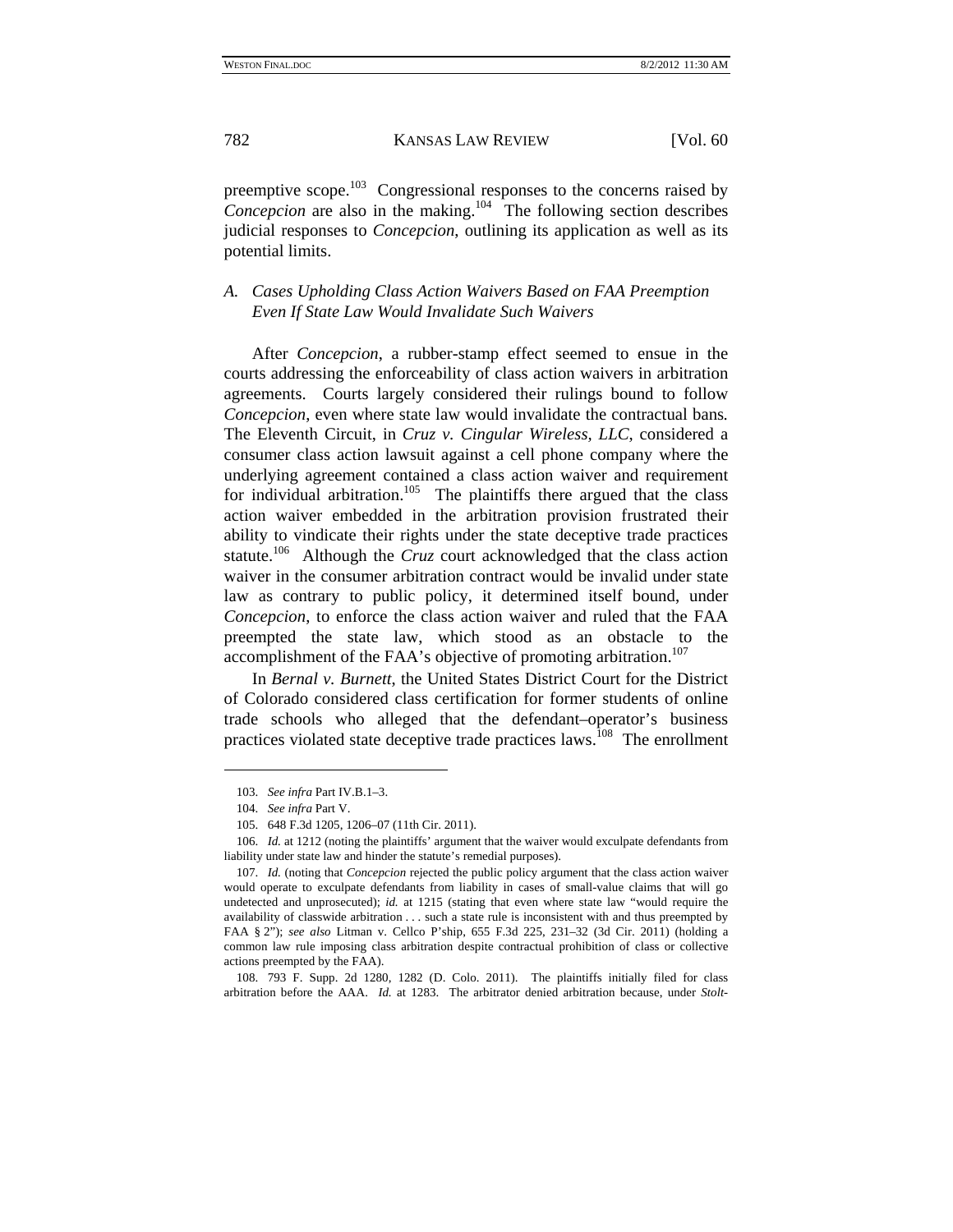preemptive scope.[103] Congressional responses to the concerns raised by *Concepcion* are also in the making.[104] The following section describes judicial responses to *Concepcion*, outlining its application as well as its potential limits.

### A. *Cases Upholding Class Action Waivers Based on FAA Preemption Even If State Law Would Invalidate Such Waivers*

After *Concepcion*, a rubber-stamp effect seemed to ensue in the courts addressing the enforceability of class action waivers in arbitration agreements. Courts largely considered their rulings bound to follow *Concepcion*, even where state law would invalidate the contractual bans. The Eleventh Circuit, in *Cruz v. Cingular Wireless, LLC*, considered a consumer class action lawsuit against a cell phone company where the underlying agreement contained a class action waiver and requirement for individual arbitration.[105] The plaintiffs there argued that the class action waiver embedded in the arbitration provision frustrated their ability to vindicate their rights under the state deceptive trade practices statute.[106] Although the *Cruz* court acknowledged that the class action waiver in the consumer arbitration contract would be invalid under state law as contrary to public policy, it determined itself bound, under *Concepcion*, to enforce the class action waiver and ruled that the FAA preempted the state law, which stood as an obstacle to the accomplishment of the FAA's objective of promoting arbitration.[107]

In *Bernal v. Burnett*, the United States District Court for the District of Colorado considered class certification for former students of online trade schools who alleged that the defendant–operator's business practices violated state deceptive trade practices laws.[108] The enrollment

---

103. *See infra* Part IV.B.1–3.

104. *See infra* Part V.

105. 648 F.3d 1205, 1206–07 (11th Cir. 2011).

106. *Id.* at 1212 (noting the plaintiffs' argument that the waiver would exculpate defendants from liability under state law and hinder the statute's remedial purposes).

107. *Id.* (noting that *Concepcion* rejected the public policy argument that the class action waiver would operate to exculpate defendants from liability in cases of small-value claims that will go undetected and unprosecuted); *id.* at 1215 (stating that even where state law "would require the availability of classwide arbitration . . . such a state rule is inconsistent with and thus preempted by FAA § 2"); *see also* Litman v. Cellco P'ship, 655 F.3d 225, 231–32 (3d Cir. 2011) (holding a common law rule imposing class arbitration despite contractual prohibition of class or collective actions preempted by the FAA).

108. 793 F. Supp. 2d 1280, 1282 (D. Colo. 2011). The plaintiffs initially filed for class arbitration before the AAA. *Id.* at 1283. The arbitrator denied arbitration because, under *Stolt-*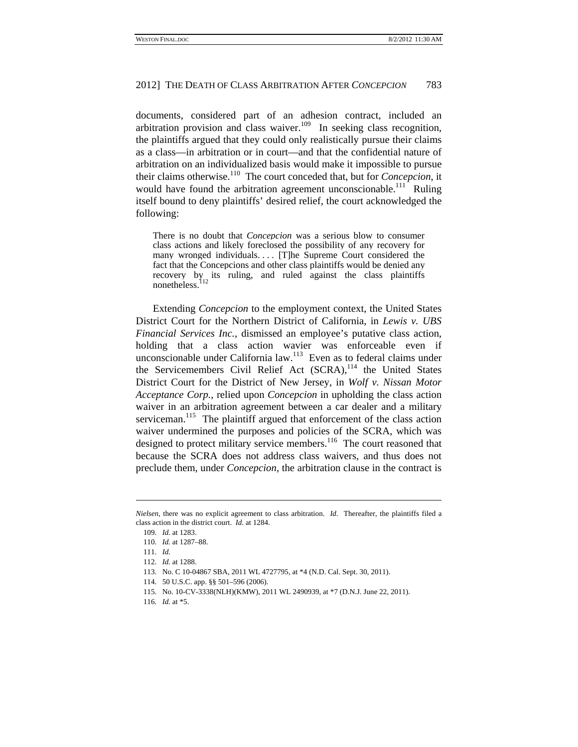documents, considered part of an adhesion contract, included an arbitration provision and class waiver.[109] In seeking class recognition, the plaintiffs argued that they could only realistically pursue their claims as a class—in arbitration or in court—and that the confidential nature of arbitration on an individualized basis would make it impossible to pursue their claims otherwise.[110] The court conceded that, but for *Concepcion*, it would have found the arbitration agreement unconscionable.[111] Ruling itself bound to deny plaintiffs' desired relief, the court acknowledged the following:

> There is no doubt that *Concepcion* was a serious blow to consumer class actions and likely foreclosed the possibility of any recovery for many wronged individuals. . . . [T]he Supreme Court considered the fact that the Concepcions and other class plaintiffs would be denied any recovery by its ruling, and ruled against the class plaintiffs nonetheless.[112]

Extending *Concepcion* to the employment context, the United States District Court for the Northern District of California, in *Lewis v. UBS Financial Services Inc.*, dismissed an employee's putative class action, holding that a class action wavier was enforceable even if unconscionable under California law.[113] Even as to federal claims under the Servicemembers Civil Relief Act (SCRA),[114] the United States District Court for the District of New Jersey, in *Wolf v. Nissan Motor Acceptance Corp.*, relied upon *Concepcion* in upholding the class action waiver in an arbitration agreement between a car dealer and a military serviceman.[115] The plaintiff argued that enforcement of the class action waiver undermined the purposes and policies of the SCRA, which was designed to protect military service members.[116] The court reasoned that because the SCRA does not address class waivers, and thus does not preclude them, under *Concepcion*, the arbitration clause in the contract is

---

*Nielsen*, there was no explicit agreement to class arbitration. *Id.* Thereafter, the plaintiffs filed a class action in the district court. *Id.* at 1284.

109. *Id.* at 1283.

110. *Id.* at 1287–88.

111. *Id.*

112. *Id.* at 1288.

113. No. C 10-04867 SBA, 2011 WL 4727795, at *4 (N.D. Cal. Sept. 30, 2011).

114. 50 U.S.C. app. §§ 501–596 (2006).

115. No. 10-CV-3338(NLH)(KMW), 2011 WL 2490939, at *7 (D.N.J. June 22, 2011).

116. *Id.* at *5.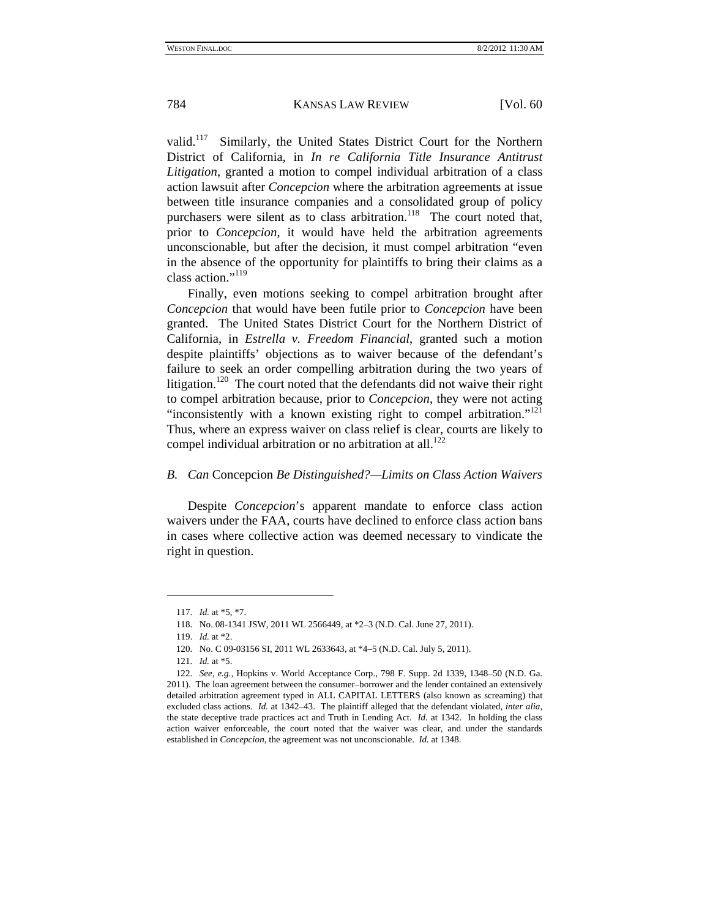valid.[117] Similarly, the United States District Court for the Northern District of California, in *In re California Title Insurance Antitrust Litigation*, granted a motion to compel individual arbitration of a class action lawsuit after *Concepcion* where the arbitration agreements at issue between title insurance companies and a consolidated group of policy purchasers were silent as to class arbitration.[118] The court noted that, prior to *Concepcion*, it would have held the arbitration agreements unconscionable, but after the decision, it must compel arbitration "even in the absence of the opportunity for plaintiffs to bring their claims as a class action."[119]

Finally, even motions seeking to compel arbitration brought after *Concepcion* that would have been futile prior to *Concepcion* have been granted. The United States District Court for the Northern District of California, in *Estrella v. Freedom Financial*, granted such a motion despite plaintiffs' objections as to waiver because of the defendant's failure to seek an order compelling arbitration during the two years of litigation.[120] The court noted that the defendants did not waive their right to compel arbitration because, prior to *Concepcion*, they were not acting "inconsistently with a known existing right to compel arbitration."[121] Thus, where an express waiver on class relief is clear, courts are likely to compel individual arbitration or no arbitration at all.[122]

### *B. Can* Concepcion *Be Distinguished?—Limits on Class Action Waivers*

Despite *Concepcion*'s apparent mandate to enforce class action waivers under the FAA, courts have declined to enforce class action bans in cases where collective action was deemed necessary to vindicate the right in question.

---

117. *Id.* at \*5, \*7.

118. No. 08-1341 JSW, 2011 WL 2566449, at \*2–3 (N.D. Cal. June 27, 2011).

119. *Id.* at \*2.

120. No. C 09-03156 SI, 2011 WL 2633643, at \*4–5 (N.D. Cal. July 5, 2011).

121. *Id.* at \*5.

122. *See, e.g.*, Hopkins v. World Acceptance Corp., 798 F. Supp. 2d 1339, 1348–50 (N.D. Ga. 2011). The loan agreement between the consumer–borrower and the lender contained an extensively detailed arbitration agreement typed in ALL CAPITAL LETTERS (also known as screaming) that excluded class actions. *Id.* at 1342–43. The plaintiff alleged that the defendant violated, *inter alia*, the state deceptive trade practices act and Truth in Lending Act. *Id.* at 1342. In holding the class action waiver enforceable, the court noted that the waiver was clear, and under the standards established in *Concepcion*, the agreement was not unconscionable. *Id.* at 1348.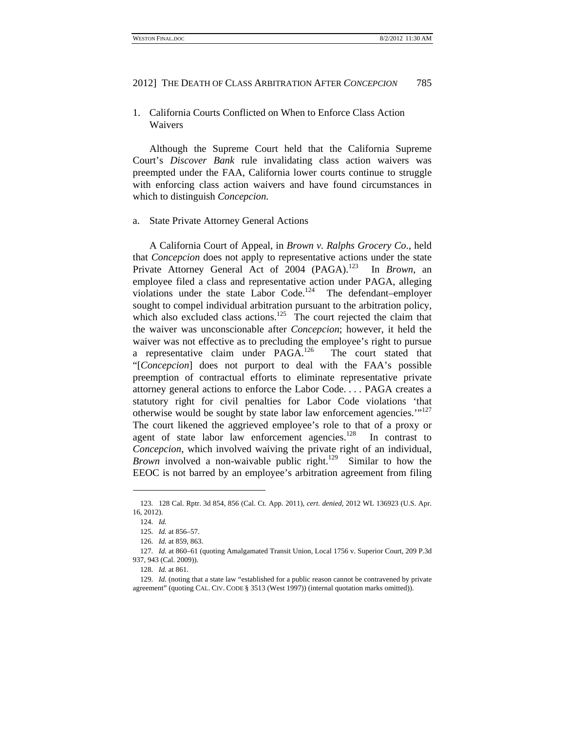## 1. California Courts Conflicted on When to Enforce Class Action Waivers

Although the Supreme Court held that the California Supreme Court's *Discover Bank* rule invalidating class action waivers was preempted under the FAA, California lower courts continue to struggle with enforcing class action waivers and have found circumstances in which to distinguish *Concepcion.*

### a. State Private Attorney General Actions

A California Court of Appeal, in *Brown v. Ralphs Grocery Co*., held that *Concepcion* does not apply to representative actions under the state Private Attorney General Act of 2004 (PAGA).[123] In *Brown*, an employee filed a class and representative action under PAGA, alleging violations under the state Labor Code.[124] The defendant–employer sought to compel individual arbitration pursuant to the arbitration policy, which also excluded class actions.[125] The court rejected the claim that the waiver was unconscionable after *Concepcion*; however, it held the waiver was not effective as to precluding the employee's right to pursue a representative claim under PAGA.[126] The court stated that "[*Concepcion*] does not purport to deal with the FAA's possible preemption of contractual efforts to eliminate representative private attorney general actions to enforce the Labor Code. . . . PAGA creates a statutory right for civil penalties for Labor Code violations 'that otherwise would be sought by state labor law enforcement agencies.'"[127] The court likened the aggrieved employee's role to that of a proxy or agent of state labor law enforcement agencies.[128] In contrast to *Concepcion*, which involved waiving the private right of an individual, *Brown* involved a non-waivable public right.[129] Similar to how the EEOC is not barred by an employee's arbitration agreement from filing

---

123. 128 Cal. Rptr. 3d 854, 856 (Cal. Ct. App. 2011), *cert. denied*, 2012 WL 136923 (U.S. Apr. 16, 2012).

124. *Id.*

125. *Id.* at 856–57.

126. *Id.* at 859, 863.

127. *Id.* at 860–61 (quoting Amalgamated Transit Union, Local 1756 v. Superior Court, 209 P.3d 937, 943 (Cal. 2009)).

128. *Id.* at 861.

129. *Id.* (noting that a state law "established for a public reason cannot be contravened by private agreement" (quoting CAL. CIV. CODE § 3513 (West 1997)) (internal quotation marks omitted)).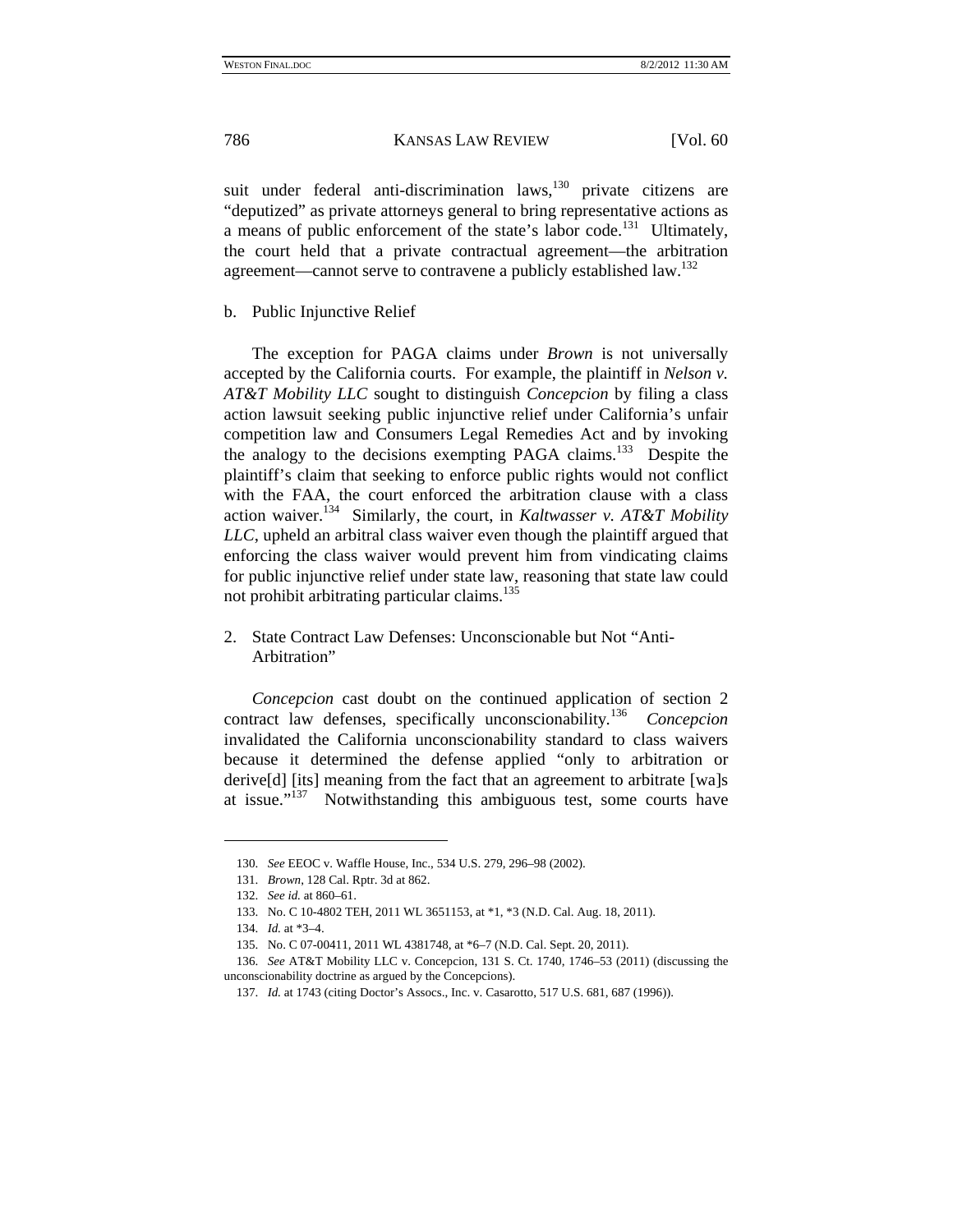suit under federal anti-discrimination laws,[130] private citizens are "deputized" as private attorneys general to bring representative actions as a means of public enforcement of the state's labor code.[131] Ultimately, the court held that a private contractual agreement—the arbitration agreement—cannot serve to contravene a publicly established law.[132]

b. Public Injunctive Relief

The exception for PAGA claims under *Brown* is not universally accepted by the California courts. For example, the plaintiff in *Nelson v. AT&T Mobility LLC* sought to distinguish *Concepcion* by filing a class action lawsuit seeking public injunctive relief under California's unfair competition law and Consumers Legal Remedies Act and by invoking the analogy to the decisions exempting PAGA claims.[133] Despite the plaintiff's claim that seeking to enforce public rights would not conflict with the FAA, the court enforced the arbitration clause with a class action waiver.[134] Similarly, the court, in *Kaltwasser v. AT&T Mobility LLC*, upheld an arbitral class waiver even though the plaintiff argued that enforcing the class waiver would prevent him from vindicating claims for public injunctive relief under state law, reasoning that state law could not prohibit arbitrating particular claims.[135]

2. State Contract Law Defenses: Unconscionable but Not "Anti-Arbitration"

*Concepcion* cast doubt on the continued application of section 2 contract law defenses, specifically unconscionability.[136] *Concepcion* invalidated the California unconscionability standard to class waivers because it determined the defense applied "only to arbitration or derive[d] [its] meaning from the fact that an agreement to arbitrate [wa]s at issue."[137] Notwithstanding this ambiguous test, some courts have

---

130. *See* EEOC v. Waffle House, Inc., 534 U.S. 279, 296–98 (2002).

131. *Brown*, 128 Cal. Rptr. 3d at 862.

132. *See id.* at 860–61.

133. No. C 10-4802 TEH, 2011 WL 3651153, at *1, *3 (N.D. Cal. Aug. 18, 2011).

134. *Id.* at *3–4.

135. No. C 07-00411, 2011 WL 4381748, at *6–7 (N.D. Cal. Sept. 20, 2011).

136. *See* AT&T Mobility LLC v. Concepcion, 131 S. Ct. 1740, 1746–53 (2011) (discussing the unconscionability doctrine as argued by the Concepcions).

137. *Id.* at 1743 (citing Doctor's Assocs., Inc. v. Casarotto, 517 U.S. 681, 687 (1996)).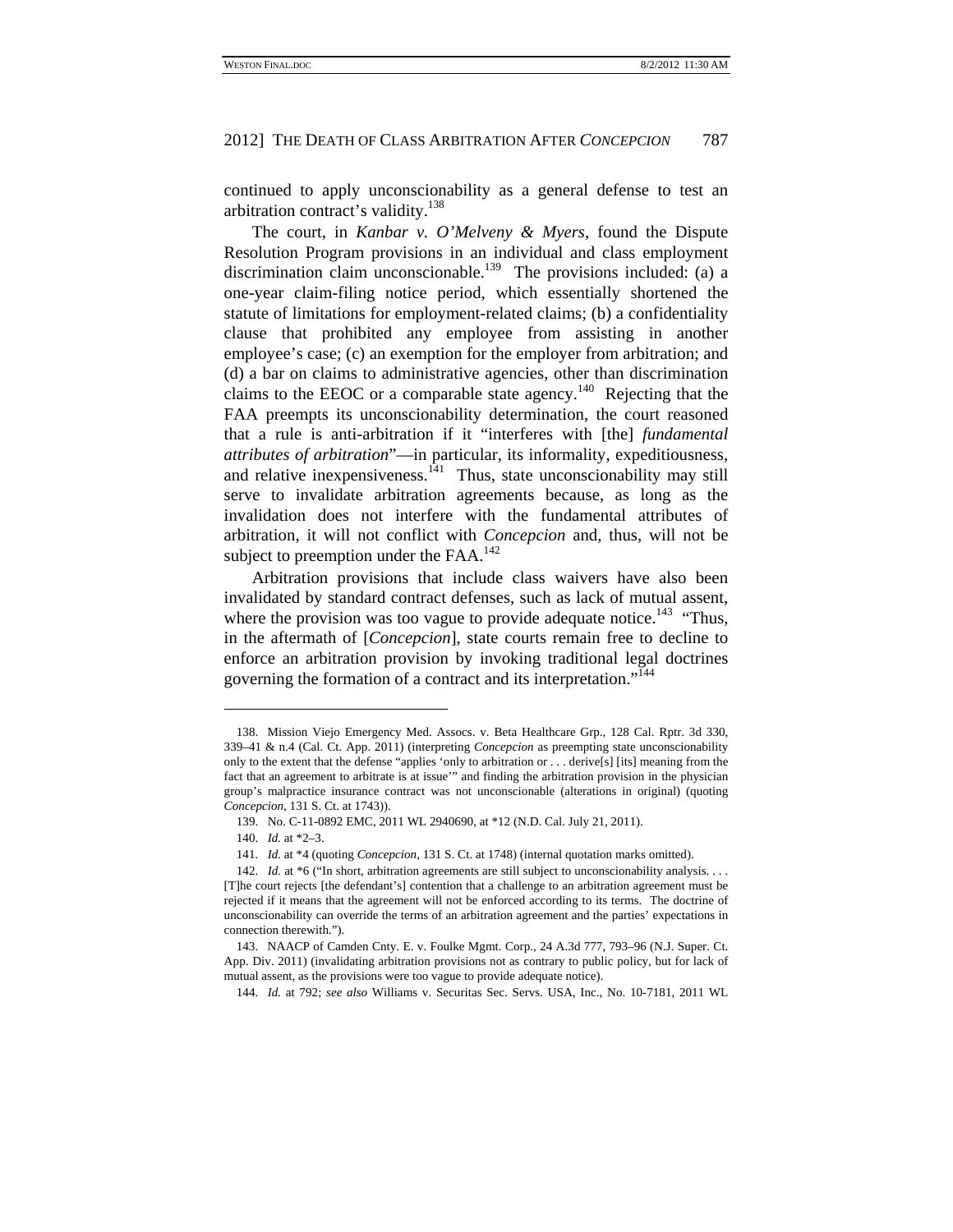continued to apply unconscionability as a general defense to test an arbitration contract's validity.[138]

The court, in *Kanbar v. O'Melveny & Myers*, found the Dispute Resolution Program provisions in an individual and class employment discrimination claim unconscionable.[139] The provisions included: (a) a one-year claim-filing notice period, which essentially shortened the statute of limitations for employment-related claims; (b) a confidentiality clause that prohibited any employee from assisting in another employee's case; (c) an exemption for the employer from arbitration; and (d) a bar on claims to administrative agencies, other than discrimination claims to the EEOC or a comparable state agency.[140] Rejecting that the FAA preempts its unconscionability determination, the court reasoned that a rule is anti-arbitration if it "interferes with [the] *fundamental attributes of arbitration*"—in particular, its informality, expeditiousness, and relative inexpensiveness.[141] Thus, state unconscionability may still serve to invalidate arbitration agreements because, as long as the invalidation does not interfere with the fundamental attributes of arbitration, it will not conflict with *Concepcion* and, thus, will not be subject to preemption under the FAA.[142]

Arbitration provisions that include class waivers have also been invalidated by standard contract defenses, such as lack of mutual assent, where the provision was too vague to provide adequate notice.[143] "Thus, in the aftermath of [*Concepcion*], state courts remain free to decline to enforce an arbitration provision by invoking traditional legal doctrines governing the formation of a contract and its interpretation."[144]

---

138. Mission Viejo Emergency Med. Assocs. v. Beta Healthcare Grp., 128 Cal. Rptr. 3d 330, 339–41 & n.4 (Cal. Ct. App. 2011) (interpreting *Concepcion* as preempting state unconscionability only to the extent that the defense "applies 'only to arbitration or . . . derive[s] [its] meaning from the fact that an agreement to arbitrate is at issue'" and finding the arbitration provision in the physician group's malpractice insurance contract was not unconscionable (alterations in original) (quoting *Concepcion*, 131 S. Ct. at 1743)).

139. No. C-11-0892 EMC, 2011 WL 2940690, at *12 (N.D. Cal. July 21, 2011).

140. *Id.* at *2–3.

141. *Id.* at *4 (quoting *Concepcion*, 131 S. Ct. at 1748) (internal quotation marks omitted).

142. *Id.* at *6 ("In short, arbitration agreements are still subject to unconscionability analysis. . . . [T]he court rejects [the defendant's] contention that a challenge to an arbitration agreement must be rejected if it means that the agreement will not be enforced according to its terms. The doctrine of unconscionability can override the terms of an arbitration agreement and the parties' expectations in connection therewith.").

143. NAACP of Camden Cnty. E. v. Foulke Mgmt. Corp., 24 A.3d 777, 793–96 (N.J. Super. Ct. App. Div. 2011) (invalidating arbitration provisions not as contrary to public policy, but for lack of mutual assent, as the provisions were too vague to provide adequate notice).

144. *Id.* at 792; *see also* Williams v. Securitas Sec. Servs. USA, Inc., No. 10-7181, 2011 WL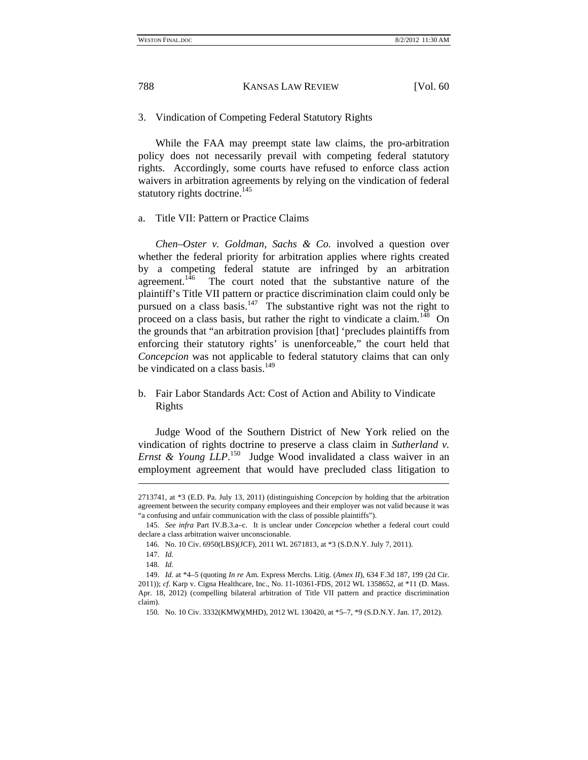### 3. Vindication of Competing Federal Statutory Rights

While the FAA may preempt state law claims, the pro-arbitration policy does not necessarily prevail with competing federal statutory rights. Accordingly, some courts have refused to enforce class action waivers in arbitration agreements by relying on the vindication of federal statutory rights doctrine.[145]

#### a. Title VII: Pattern or Practice Claims

*Chen–Oster v. Goldman, Sachs & Co.* involved a question over whether the federal priority for arbitration applies where rights created by a competing federal statute are infringed by an arbitration agreement.[146] The court noted that the substantive nature of the plaintiff's Title VII pattern or practice discrimination claim could only be pursued on a class basis.[147] The substantive right was not the right to proceed on a class basis, but rather the right to vindicate a claim.[148] On the grounds that "an arbitration provision [that] 'precludes plaintiffs from enforcing their statutory rights' is unenforceable," the court held that *Concepcion* was not applicable to federal statutory claims that can only be vindicated on a class basis.[149]

#### b. Fair Labor Standards Act: Cost of Action and Ability to Vindicate Rights

Judge Wood of the Southern District of New York relied on the vindication of rights doctrine to preserve a class claim in *Sutherland v. Ernst & Young LLP*.[150] Judge Wood invalidated a class waiver in an employment agreement that would have precluded class litigation to

---

2713741, at *3 (E.D. Pa. July 13, 2011) (distinguishing *Concepcion* by holding that the arbitration agreement between the security company employees and their employer was not valid because it was "a confusing and unfair communication with the class of possible plaintiffs").

145. *See infra* Part IV.B.3.a–c. It is unclear under *Concepcion* whether a federal court could declare a class arbitration waiver unconscionable.

146. No. 10 Civ. 6950(LBS)(JCF), 2011 WL 2671813, at *3 (S.D.N.Y. July 7, 2011).

147. *Id.*

148. *Id.*

149. *Id.* at *4–5 (quoting *In re* Am. Express Merchs. Litig. (*Amex II*), 634 F.3d 187, 199 (2d Cir. 2011)); *cf.* Karp v. Cigna Healthcare, Inc., No. 11-10361-FDS, 2012 WL 1358652, at *11 (D. Mass. Apr. 18, 2012) (compelling bilateral arbitration of Title VII pattern and practice discrimination claim).

150. No. 10 Civ. 3332(KMW)(MHD), 2012 WL 130420, at *5–7, *9 (S.D.N.Y. Jan. 17, 2012).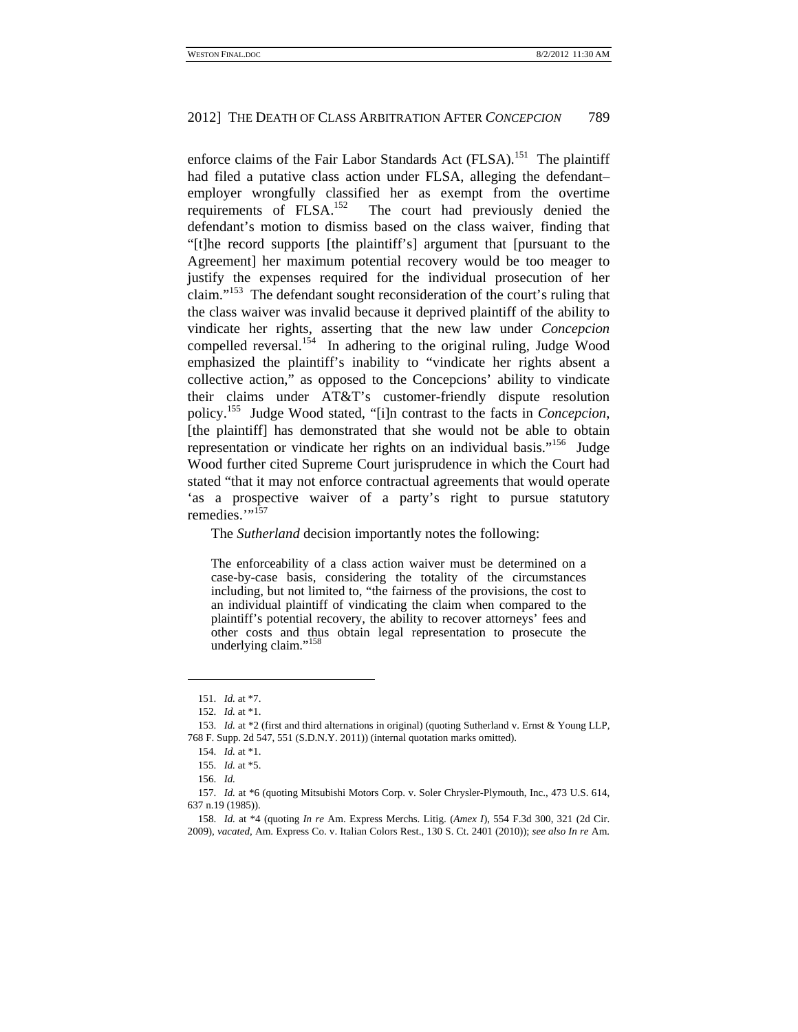enforce claims of the Fair Labor Standards Act (FLSA).[151] The plaintiff had filed a putative class action under FLSA, alleging the defendant–employer wrongfully classified her as exempt from the overtime requirements of FLSA.[152] The court had previously denied the defendant's motion to dismiss based on the class waiver, finding that "[t]he record supports [the plaintiff's] argument that [pursuant to the Agreement] her maximum potential recovery would be too meager to justify the expenses required for the individual prosecution of her claim."[153] The defendant sought reconsideration of the court's ruling that the class waiver was invalid because it deprived plaintiff of the ability to vindicate her rights, asserting that the new law under *Concepcion* compelled reversal.[154] In adhering to the original ruling, Judge Wood emphasized the plaintiff's inability to "vindicate her rights absent a collective action," as opposed to the Concepcions' ability to vindicate their claims under AT&T's customer-friendly dispute resolution policy.[155] Judge Wood stated, "[i]n contrast to the facts in *Concepcion*, [the plaintiff] has demonstrated that she would not be able to obtain representation or vindicate her rights on an individual basis."[156] Judge Wood further cited Supreme Court jurisprudence in which the Court had stated "that it may not enforce contractual agreements that would operate 'as a prospective waiver of a party's right to pursue statutory remedies.'"[157]

The *Sutherland* decision importantly notes the following:

> The enforceability of a class action waiver must be determined on a case-by-case basis, considering the totality of the circumstances including, but not limited to, "the fairness of the provisions, the cost to an individual plaintiff of vindicating the claim when compared to the plaintiff's potential recovery, the ability to recover attorneys' fees and other costs and thus obtain legal representation to prosecute the underlying claim."[158]

---

151. *Id.* at *7.

152. *Id.* at *1.

153. *Id.* at *2 (first and third alternations in original) (quoting Sutherland v. Ernst & Young LLP, 768 F. Supp. 2d 547, 551 (S.D.N.Y. 2011)) (internal quotation marks omitted).

154. *Id.* at *1.

155. *Id.* at *5.

156. *Id.*

157. *Id.* at *6 (quoting Mitsubishi Motors Corp. v. Soler Chrysler-Plymouth, Inc., 473 U.S. 614, 637 n.19 (1985)).

158. *Id.* at *4 (quoting *In re* Am. Express Merchs. Litig. (*Amex I*), 554 F.3d 300, 321 (2d Cir. 2009), *vacated*, Am. Express Co. v. Italian Colors Rest., 130 S. Ct. 2401 (2010)); *see also In re* Am.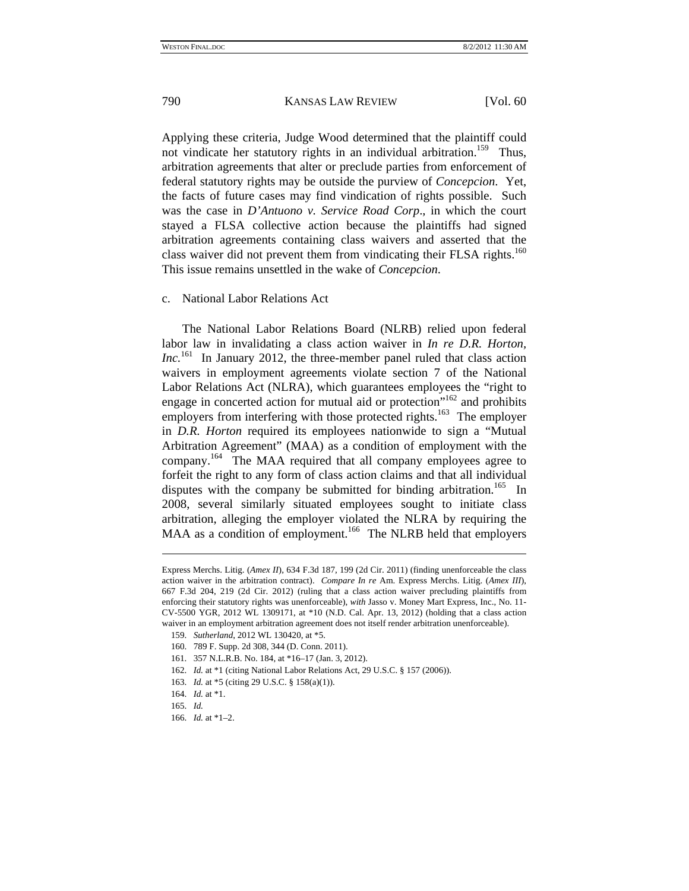Applying these criteria, Judge Wood determined that the plaintiff could not vindicate her statutory rights in an individual arbitration.[159] Thus, arbitration agreements that alter or preclude parties from enforcement of federal statutory rights may be outside the purview of *Concepcion*. Yet, the facts of future cases may find vindication of rights possible. Such was the case in *D'Antuono v. Service Road Corp*., in which the court stayed a FLSA collective action because the plaintiffs had signed arbitration agreements containing class waivers and asserted that the class waiver did not prevent them from vindicating their FLSA rights.[160] This issue remains unsettled in the wake of *Concepcion*.

c. National Labor Relations Act

The National Labor Relations Board (NLRB) relied upon federal labor law in invalidating a class action waiver in *In re D.R. Horton, Inc.*[161] In January 2012, the three-member panel ruled that class action waivers in employment agreements violate section 7 of the National Labor Relations Act (NLRA), which guarantees employees the "right to engage in concerted action for mutual aid or protection"[162] and prohibits employers from interfering with those protected rights.[163] The employer in *D.R. Horton* required its employees nationwide to sign a "Mutual Arbitration Agreement" (MAA) as a condition of employment with the company.[164] The MAA required that all company employees agree to forfeit the right to any form of class action claims and that all individual disputes with the company be submitted for binding arbitration.[165] In 2008, several similarly situated employees sought to initiate class arbitration, alleging the employer violated the NLRA by requiring the MAA as a condition of employment.[166] The NLRB held that employers

---

Express Merchs. Litig. (*Amex II*), 634 F.3d 187, 199 (2d Cir. 2011) (finding unenforceable the class action waiver in the arbitration contract). *Compare In re* Am. Express Merchs. Litig. (*Amex III*), 667 F.3d 204, 219 (2d Cir. 2012) (ruling that a class action waiver precluding plaintiffs from enforcing their statutory rights was unenforceable), *with* Jasso v. Money Mart Express, Inc., No. 11-CV-5500 YGR, 2012 WL 1309171, at *10 (N.D. Cal. Apr. 13, 2012) (holding that a class action waiver in an employment arbitration agreement does not itself render arbitration unenforceable).

159. *Sutherland*, 2012 WL 130420, at *5.

160. 789 F. Supp. 2d 308, 344 (D. Conn. 2011).

161. 357 N.L.R.B. No. 184, at *16–17 (Jan. 3, 2012).

162. *Id.* at *1 (citing National Labor Relations Act, 29 U.S.C. § 157 (2006)).

163. *Id.* at *5 (citing 29 U.S.C. § 158(a)(1)).

164. *Id.* at *1.

165. *Id.*

166. *Id.* at *1–2.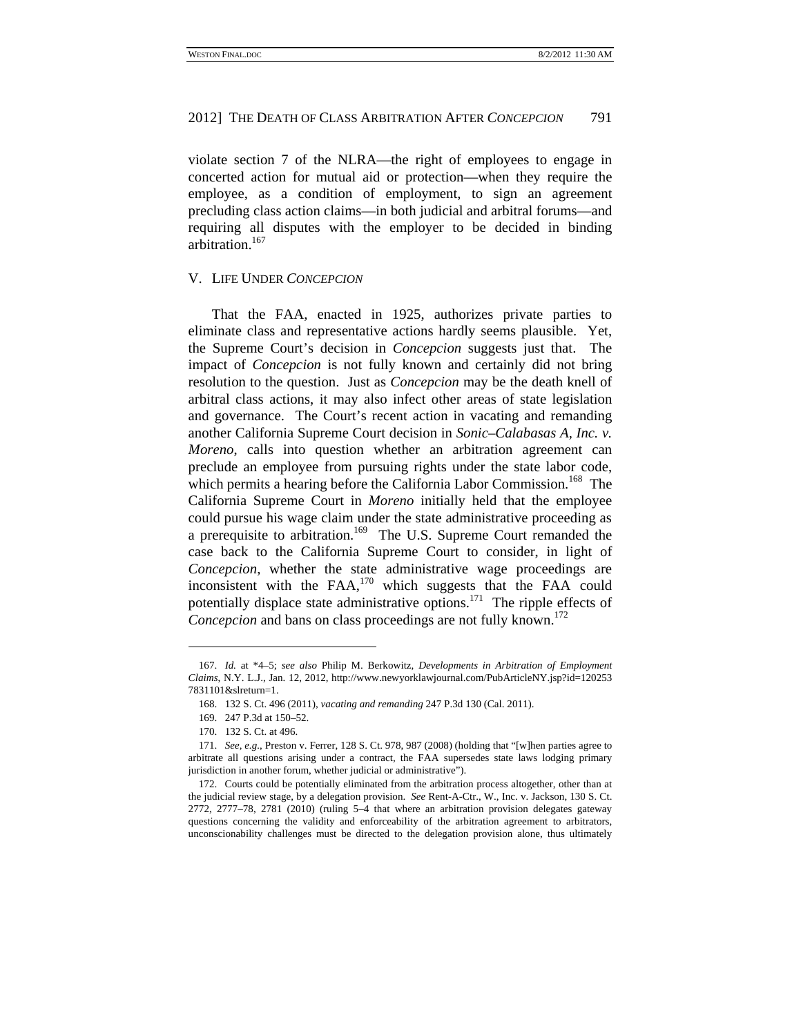violate section 7 of the NLRA—the right of employees to engage in concerted action for mutual aid or protection—when they require the employee, as a condition of employment, to sign an agreement precluding class action claims—in both judicial and arbitral forums—and requiring all disputes with the employer to be decided in binding arbitration.[167]

## V. LIFE UNDER *CONCEPCION*

That the FAA, enacted in 1925, authorizes private parties to eliminate class and representative actions hardly seems plausible. Yet, the Supreme Court's decision in *Concepcion* suggests just that. The impact of *Concepcion* is not fully known and certainly did not bring resolution to the question. Just as *Concepcion* may be the death knell of arbitral class actions, it may also infect other areas of state legislation and governance. The Court's recent action in vacating and remanding another California Supreme Court decision in *Sonic–Calabasas A, Inc. v. Moreno*, calls into question whether an arbitration agreement can preclude an employee from pursuing rights under the state labor code, which permits a hearing before the California Labor Commission.[168] The California Supreme Court in *Moreno* initially held that the employee could pursue his wage claim under the state administrative proceeding as a prerequisite to arbitration.[169] The U.S. Supreme Court remanded the case back to the California Supreme Court to consider, in light of *Concepcion*, whether the state administrative wage proceedings are inconsistent with the FAA,[170] which suggests that the FAA could potentially displace state administrative options.[171] The ripple effects of *Concepcion* and bans on class proceedings are not fully known.[172]

---

167. *Id.* at *4–5; *see also* Philip M. Berkowitz, *Developments in Arbitration of Employment Claims*, N.Y. L.J., Jan. 12, 2012, http://www.newyorklawjournal.com/PubArticleNY.jsp?id=1202537831101&slreturn=1.

168. 132 S. Ct. 496 (2011), *vacating and remanding* 247 P.3d 130 (Cal. 2011).

169. 247 P.3d at 150–52.

170. 132 S. Ct. at 496.

171. *See, e.g.*, Preston v. Ferrer, 128 S. Ct. 978, 987 (2008) (holding that "[w]hen parties agree to arbitrate all questions arising under a contract, the FAA supersedes state laws lodging primary jurisdiction in another forum, whether judicial or administrative").

172. Courts could be potentially eliminated from the arbitration process altogether, other than at the judicial review stage, by a delegation provision. *See* Rent-A-Ctr., W., Inc. v. Jackson, 130 S. Ct. 2772, 2777–78, 2781 (2010) (ruling 5–4 that where an arbitration provision delegates gateway questions concerning the validity and enforceability of the arbitration agreement to arbitrators, unconscionability challenges must be directed to the delegation provision alone, thus ultimately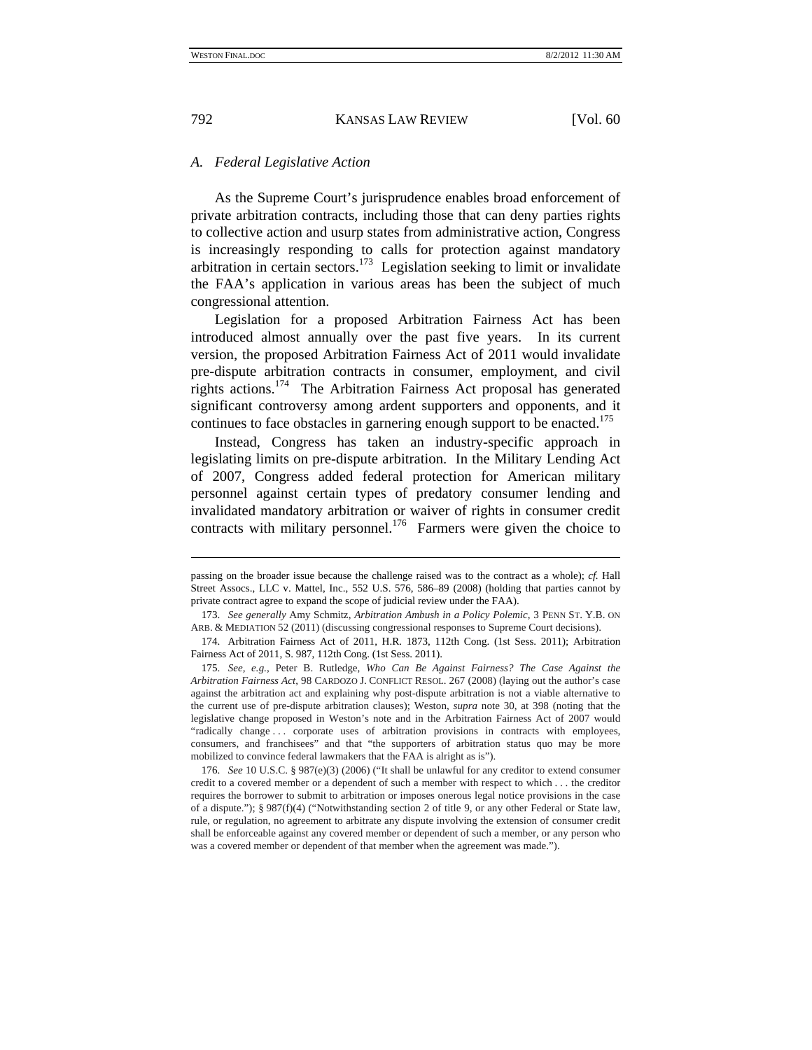### A. Federal Legislative Action

As the Supreme Court's jurisprudence enables broad enforcement of private arbitration contracts, including those that can deny parties rights to collective action and usurp states from administrative action, Congress is increasingly responding to calls for protection against mandatory arbitration in certain sectors.[173] Legislation seeking to limit or invalidate the FAA's application in various areas has been the subject of much congressional attention.

Legislation for a proposed Arbitration Fairness Act has been introduced almost annually over the past five years. In its current version, the proposed Arbitration Fairness Act of 2011 would invalidate pre-dispute arbitration contracts in consumer, employment, and civil rights actions.[174] The Arbitration Fairness Act proposal has generated significant controversy among ardent supporters and opponents, and it continues to face obstacles in garnering enough support to be enacted.[175]

Instead, Congress has taken an industry-specific approach in legislating limits on pre-dispute arbitration. In the Military Lending Act of 2007, Congress added federal protection for American military personnel against certain types of predatory consumer lending and invalidated mandatory arbitration or waiver of rights in consumer credit contracts with military personnel.[176] Farmers were given the choice to

---

passing on the broader issue because the challenge raised was to the contract as a whole); *cf.* Hall Street Assocs., LLC v. Mattel, Inc., 552 U.S. 576, 586–89 (2008) (holding that parties cannot by private contract agree to expand the scope of judicial review under the FAA).

173. *See generally* Amy Schmitz, *Arbitration Ambush in a Policy Polemic*, 3 PENN ST. Y.B. ON ARB. & MEDIATION 52 (2011) (discussing congressional responses to Supreme Court decisions).

174. Arbitration Fairness Act of 2011, H.R. 1873, 112th Cong. (1st Sess. 2011); Arbitration Fairness Act of 2011, S. 987, 112th Cong. (1st Sess. 2011).

175. *See, e.g.*, Peter B. Rutledge, *Who Can Be Against Fairness? The Case Against the Arbitration Fairness Act*, 98 CARDOZO J. CONFLICT RESOL. 267 (2008) (laying out the author's case against the arbitration act and explaining why post-dispute arbitration is not a viable alternative to the current use of pre-dispute arbitration clauses); Weston, *supra* note 30, at 398 (noting that the legislative change proposed in Weston's note and in the Arbitration Fairness Act of 2007 would "radically change . . . corporate uses of arbitration provisions in contracts with employees, consumers, and franchisees" and that "the supporters of arbitration status quo may be more mobilized to convince federal lawmakers that the FAA is alright as is").

176. *See* 10 U.S.C. § 987(e)(3) (2006) ("It shall be unlawful for any creditor to extend consumer credit to a covered member or a dependent of such a member with respect to which . . . the creditor requires the borrower to submit to arbitration or imposes onerous legal notice provisions in the case of a dispute."); § 987(f)(4) ("Notwithstanding section 2 of title 9, or any other Federal or State law, rule, or regulation, no agreement to arbitrate any dispute involving the extension of consumer credit shall be enforceable against any covered member or dependent of such a member, or any person who was a covered member or dependent of that member when the agreement was made.").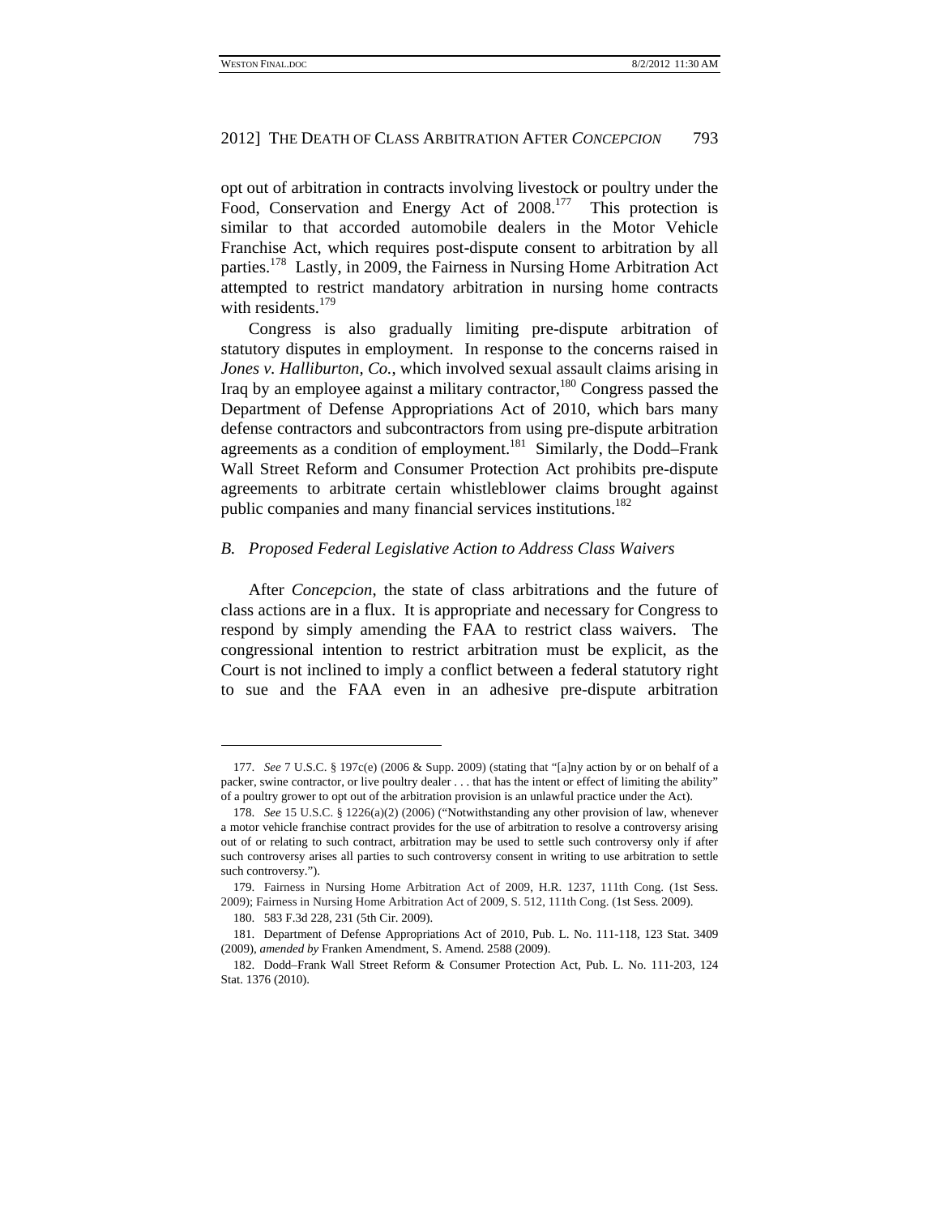opt out of arbitration in contracts involving livestock or poultry under the Food, Conservation and Energy Act of 2008.[177] This protection is similar to that accorded automobile dealers in the Motor Vehicle Franchise Act, which requires post-dispute consent to arbitration by all parties.[178] Lastly, in 2009, the Fairness in Nursing Home Arbitration Act attempted to restrict mandatory arbitration in nursing home contracts with residents.[179]

Congress is also gradually limiting pre-dispute arbitration of statutory disputes in employment. In response to the concerns raised in *Jones v. Halliburton, Co.*, which involved sexual assault claims arising in Iraq by an employee against a military contractor,[180] Congress passed the Department of Defense Appropriations Act of 2010, which bars many defense contractors and subcontractors from using pre-dispute arbitration agreements as a condition of employment.[181] Similarly, the Dodd–Frank Wall Street Reform and Consumer Protection Act prohibits pre-dispute agreements to arbitrate certain whistleblower claims brought against public companies and many financial services institutions.[182]

### *B. Proposed Federal Legislative Action to Address Class Waivers*

After *Concepcion*, the state of class arbitrations and the future of class actions are in a flux. It is appropriate and necessary for Congress to respond by simply amending the FAA to restrict class waivers. The congressional intention to restrict arbitration must be explicit, as the Court is not inclined to imply a conflict between a federal statutory right to sue and the FAA even in an adhesive pre-dispute arbitration

---

177. *See* 7 U.S.C. § 197c(e) (2006 & Supp. 2009) (stating that "[a]ny action by or on behalf of a packer, swine contractor, or live poultry dealer . . . that has the intent or effect of limiting the ability" of a poultry grower to opt out of the arbitration provision is an unlawful practice under the Act).

178. *See* 15 U.S.C. § 1226(a)(2) (2006) ("Notwithstanding any other provision of law, whenever a motor vehicle franchise contract provides for the use of arbitration to resolve a controversy arising out of or relating to such contract, arbitration may be used to settle such controversy only if after such controversy arises all parties to such controversy consent in writing to use arbitration to settle such controversy.").

179. Fairness in Nursing Home Arbitration Act of 2009, H.R. 1237, 111th Cong. (1st Sess. 2009); Fairness in Nursing Home Arbitration Act of 2009, S. 512, 111th Cong. (1st Sess. 2009).

180. 583 F.3d 228, 231 (5th Cir. 2009).

181. Department of Defense Appropriations Act of 2010, Pub. L. No. 111-118, 123 Stat. 3409 (2009), *amended by* Franken Amendment, S. Amend. 2588 (2009).

182. Dodd–Frank Wall Street Reform & Consumer Protection Act, Pub. L. No. 111-203, 124 Stat. 1376 (2010).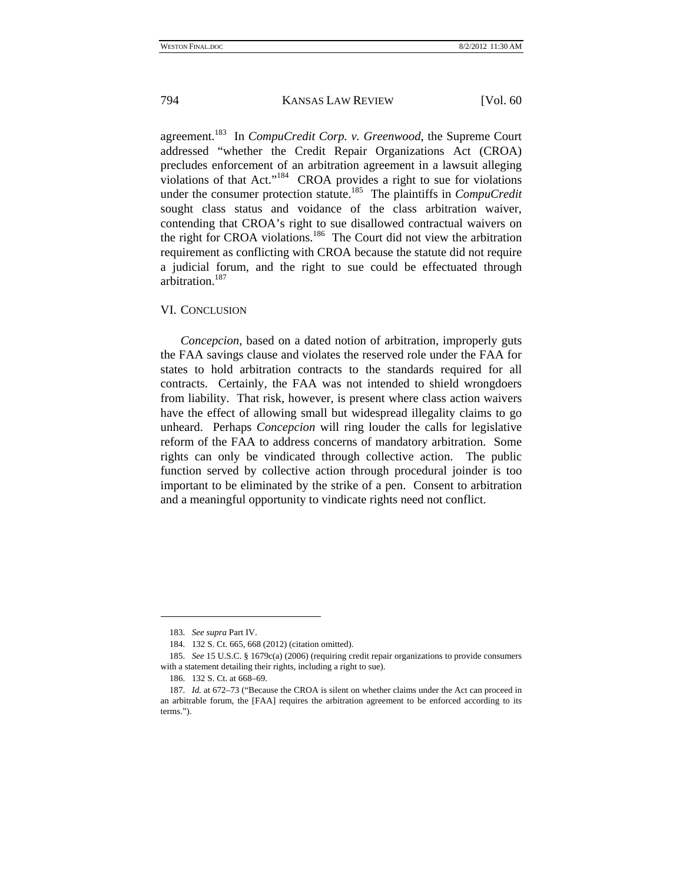agreement.[183] In *CompuCredit Corp. v. Greenwood*, the Supreme Court addressed "whether the Credit Repair Organizations Act (CROA) precludes enforcement of an arbitration agreement in a lawsuit alleging violations of that Act."[184] CROA provides a right to sue for violations under the consumer protection statute.[185] The plaintiffs in *CompuCredit* sought class status and voidance of the class arbitration waiver, contending that CROA's right to sue disallowed contractual waivers on the right for CROA violations.[186] The Court did not view the arbitration requirement as conflicting with CROA because the statute did not require a judicial forum, and the right to sue could be effectuated through arbitration.[187]

## VI. CONCLUSION

*Concepcion*, based on a dated notion of arbitration, improperly guts the FAA savings clause and violates the reserved role under the FAA for states to hold arbitration contracts to the standards required for all contracts. Certainly, the FAA was not intended to shield wrongdoers from liability. That risk, however, is present where class action waivers have the effect of allowing small but widespread illegality claims to go unheard. Perhaps *Concepcion* will ring louder the calls for legislative reform of the FAA to address concerns of mandatory arbitration. Some rights can only be vindicated through collective action. The public function served by collective action through procedural joinder is too important to be eliminated by the strike of a pen. Consent to arbitration and a meaningful opportunity to vindicate rights need not conflict.

---

183. *See supra* Part IV.

184. 132 S. Ct. 665, 668 (2012) (citation omitted).

185. *See* 15 U.S.C. § 1679c(a) (2006) (requiring credit repair organizations to provide consumers with a statement detailing their rights, including a right to sue).

186. 132 S. Ct. at 668–69.

187. *Id.* at 672–73 ("Because the CROA is silent on whether claims under the Act can proceed in an arbitrable forum, the [FAA] requires the arbitration agreement to be enforced according to its terms.").